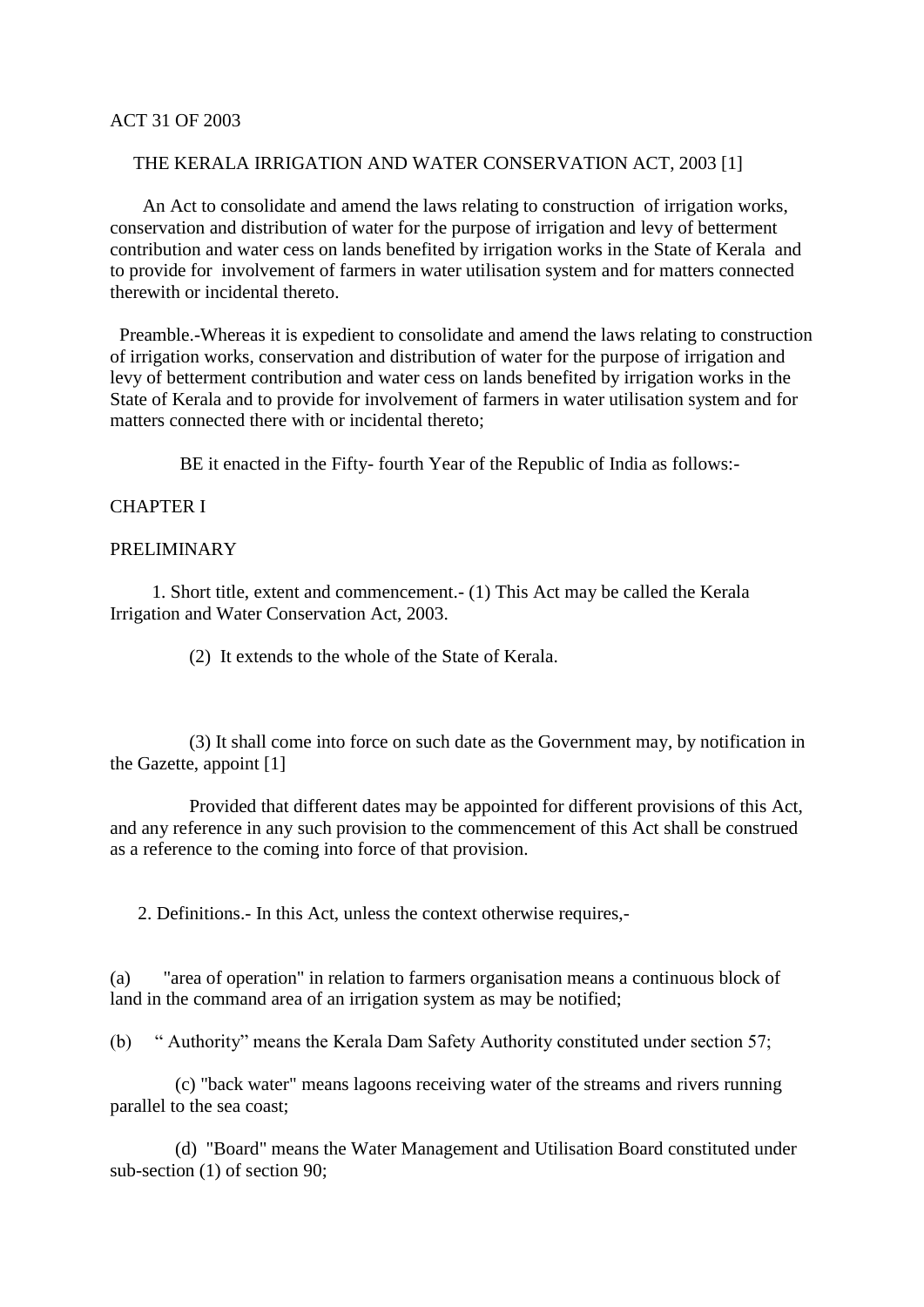ACT 31 OF 2003

# THE KERALA IRRIGATION AND WATER CONSERVATION ACT, 2003 [1]

An Act to consolidate and amend the laws relating to construction of irrigation works, conservation and distribution of water for the purpose of irrigation and levy of betterment contribution and water cess on lands benefited by irrigation works in the State of Kerala and to provide for involvement of farmers in water utilisation system and for matters connected therewith or incidental thereto.

Preamble.-Whereas it is expedient to consolidate and amend the laws relating to construction of irrigation works, conservation and distribution of water for the purpose of irrigation and levy of betterment contribution and water cess on lands benefited by irrigation works in the State of Kerala and to provide for involvement of farmers in water utilisation system and for matters connected there with or incidental thereto;

BE it enacted in the Fifty- fourth Year of the Republic of India as follows:-

## CHAPTER I

## PRELIMINARY

1. Short title, extent and commencement.- (1) This Act may be called the Kerala Irrigation and Water Conservation Act, 2003.

(2) It extends to the whole of the State of Kerala.

(3) It shall come into force on such date as the Government may, by notification in the Gazette, appoint [1]

Provided that different dates may be appointed for different provisions of this Act, and any reference in any such provision to the commencement of this Act shall be construed as a reference to the coming into force of that provision.

2. Definitions.- In this Act, unless the context otherwise requires,-

(a) "area of operation" in relation to farmers organisation means a continuous block of land in the command area of an irrigation system as may be notified;

(b) " Authority" means the Kerala Dam Safety Authority constituted under section 57;

(c) "back water" means lagoons receiving water of the streams and rivers running parallel to the sea coast;

(d) "Board" means the Water Management and Utilisation Board constituted under sub-section (1) of section 90;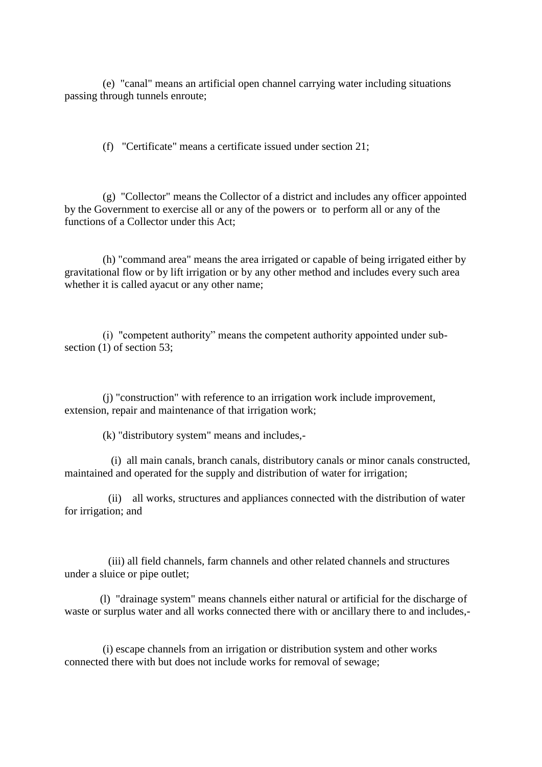(e) "canal" means an artificial open channel carrying water including situations passing through tunnels enroute;

(f) "Certificate" means a certificate issued under section 21;

(g) "Collector" means the Collector of a district and includes any officer appointed by the Government to exercise all or any of the powers or to perform all or any of the functions of a Collector under this Act;

(h) "command area" means the area irrigated or capable of being irrigated either by gravitational flow or by lift irrigation or by any other method and includes every such area whether it is called ayacut or any other name;

(i) "competent authority" means the competent authority appointed under sub-section (1) of section 53;

(j) "construction" with reference to an irrigation work include improvement, extension, repair and maintenance of that irrigation work;

(k) "distributory system" means and includes,-

(i) all main canals, branch canals, distributory canals or minor canals constructed, maintained and operated for the supply and distribution of water for irrigation;

(ii) all works, structures and appliances connected with the distribution of water for irrigation; and

(iii) all field channels, farm channels and other related channels and structures under a sluice or pipe outlet;

(l) "drainage system" means channels either natural or artificial for the discharge of waste or surplus water and all works connected there with or ancillary there to and includes,-

(i) escape channels from an irrigation or distribution system and other works connected there with but does not include works for removal of sewage;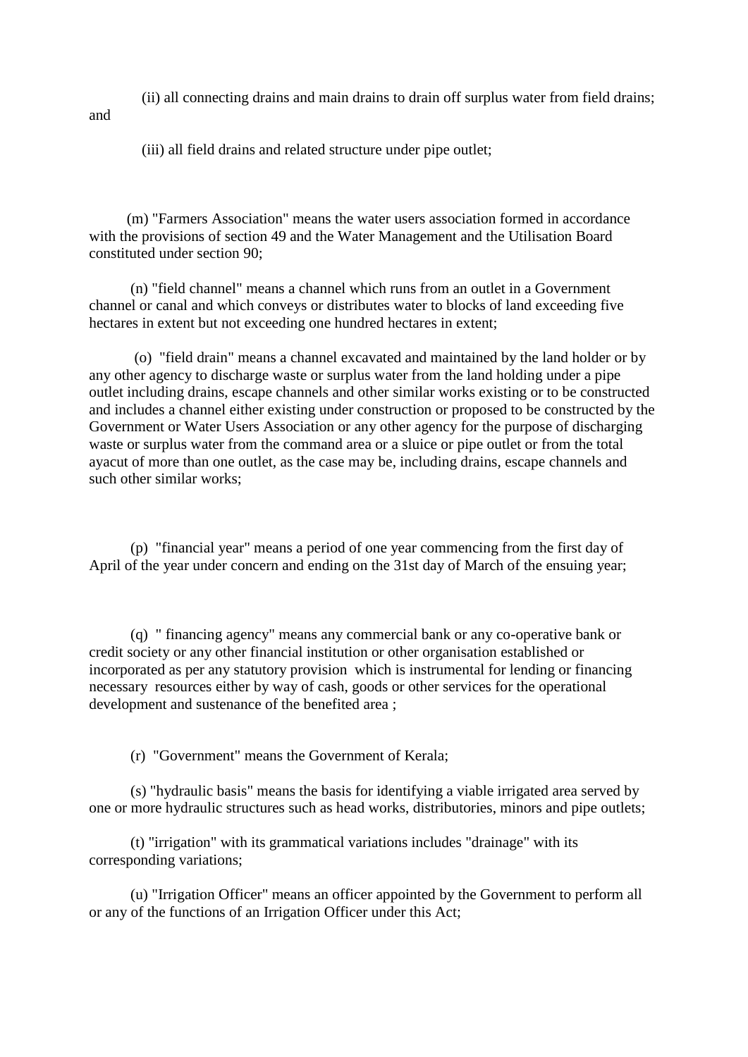(ii) all connecting drains and main drains to drain off surplus water from field drains; and

(iii) all field drains and related structure under pipe outlet;

(m) "Farmers Association" means the water users association formed in accordance with the provisions of section 49 and the Water Management and the Utilisation Board constituted under section 90;

(n) "field channel" means a channel which runs from an outlet in a Government channel or canal and which conveys or distributes water to blocks of land exceeding five hectares in extent but not exceeding one hundred hectares in extent;

(o) "field drain" means a channel excavated and maintained by the land holder or by any other agency to discharge waste or surplus water from the land holding under a pipe outlet including drains, escape channels and other similar works existing or to be constructed and includes a channel either existing under construction or proposed to be constructed by the Government or Water Users Association or any other agency for the purpose of discharging waste or surplus water from the command area or a sluice or pipe outlet or from the total ayacut of more than one outlet, as the case may be, including drains, escape channels and such other similar works;

(p) "financial year" means a period of one year commencing from the first day of April of the year under concern and ending on the 31st day of March of the ensuing year;

(q) " financing agency" means any commercial bank or any co-operative bank or credit society or any other financial institution or other organisation established or incorporated as per any statutory provision which is instrumental for lending or financing necessary resources either by way of cash, goods or other services for the operational development and sustenance of the benefited area ;

(r) "Government" means the Government of Kerala;

(s) "hydraulic basis" means the basis for identifying a viable irrigated area served by one or more hydraulic structures such as head works, distributories, minors and pipe outlets;

(t) "irrigation" with its grammatical variations includes "drainage" with its corresponding variations;

(u) "Irrigation Officer" means an officer appointed by the Government to perform all or any of the functions of an Irrigation Officer under this Act;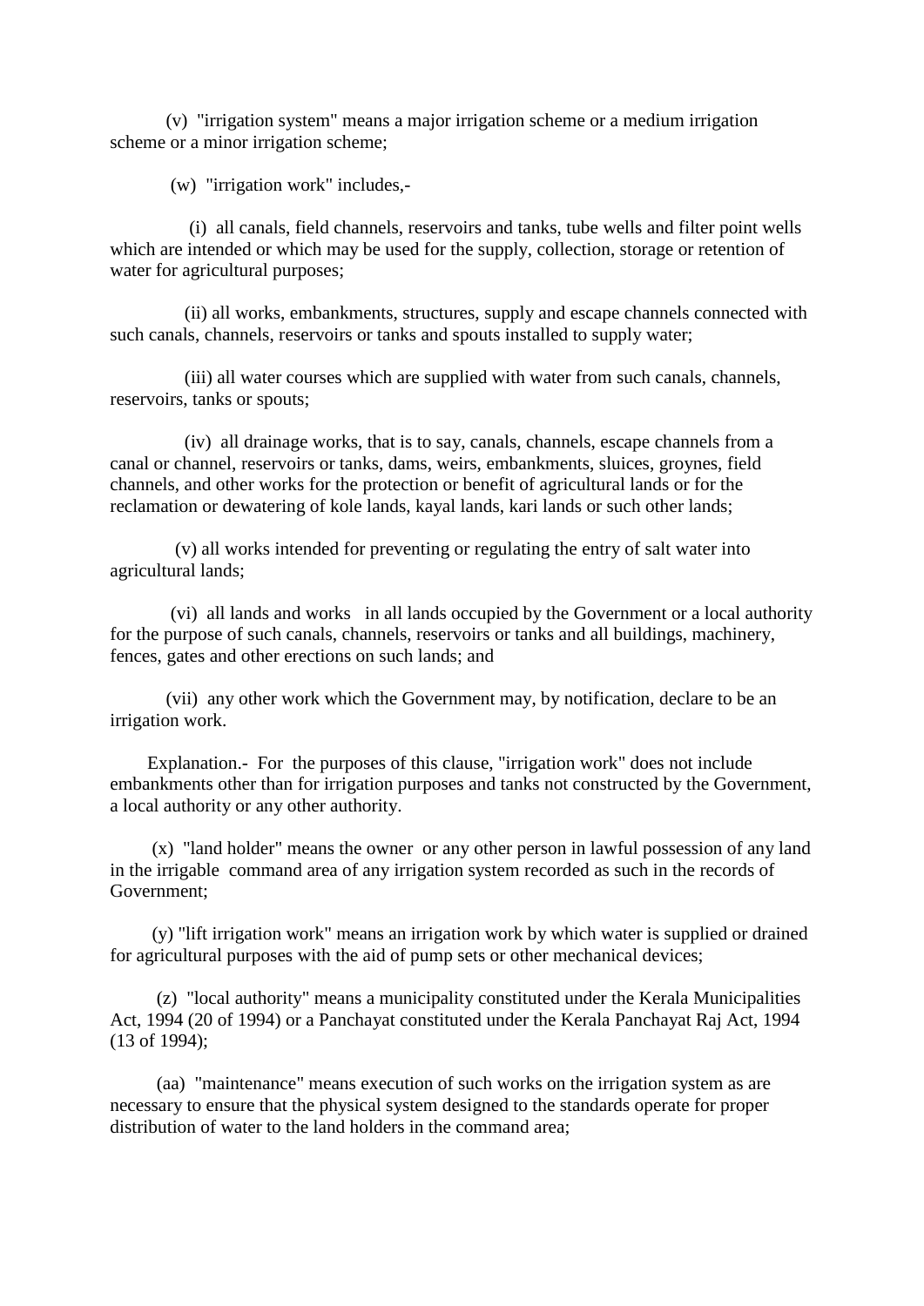(v) "irrigation system" means a major irrigation scheme or a medium irrigation scheme or a minor irrigation scheme;

(w) "irrigation work" includes,-

(i) all canals, field channels, reservoirs and tanks, tube wells and filter point wells which are intended or which may be used for the supply, collection, storage or retention of water for agricultural purposes;

(ii) all works, embankments, structures, supply and escape channels connected with such canals, channels, reservoirs or tanks and spouts installed to supply water;

(iii) all water courses which are supplied with water from such canals, channels, reservoirs, tanks or spouts;

(iv) all drainage works, that is to say, canals, channels, escape channels from a canal or channel, reservoirs or tanks, dams, weirs, embankments, sluices, groynes, field channels, and other works for the protection or benefit of agricultural lands or for the reclamation or dewatering of kole lands, kayal lands, kari lands or such other lands;

(v) all works intended for preventing or regulating the entry of salt water into agricultural lands;

(vi) all lands and works in all lands occupied by the Government or a local authority for the purpose of such canals, channels, reservoirs or tanks and all buildings, machinery, fences, gates and other erections on such lands; and

(vii) any other work which the Government may, by notification, declare to be an irrigation work.

Explanation.- For the purposes of this clause, "irrigation work" does not include embankments other than for irrigation purposes and tanks not constructed by the Government, a local authority or any other authority.

(x) "land holder" means the owner or any other person in lawful possession of any land in the irrigable command area of any irrigation system recorded as such in the records of Government;

(y) "lift irrigation work" means an irrigation work by which water is supplied or drained for agricultural purposes with the aid of pump sets or other mechanical devices;

(z) "local authority" means a municipality constituted under the Kerala Municipalities Act, 1994 (20 of 1994) or a Panchayat constituted under the Kerala Panchayat Raj Act, 1994 (13 of 1994);

(aa) "maintenance" means execution of such works on the irrigation system as are necessary to ensure that the physical system designed to the standards operate for proper distribution of water to the land holders in the command area;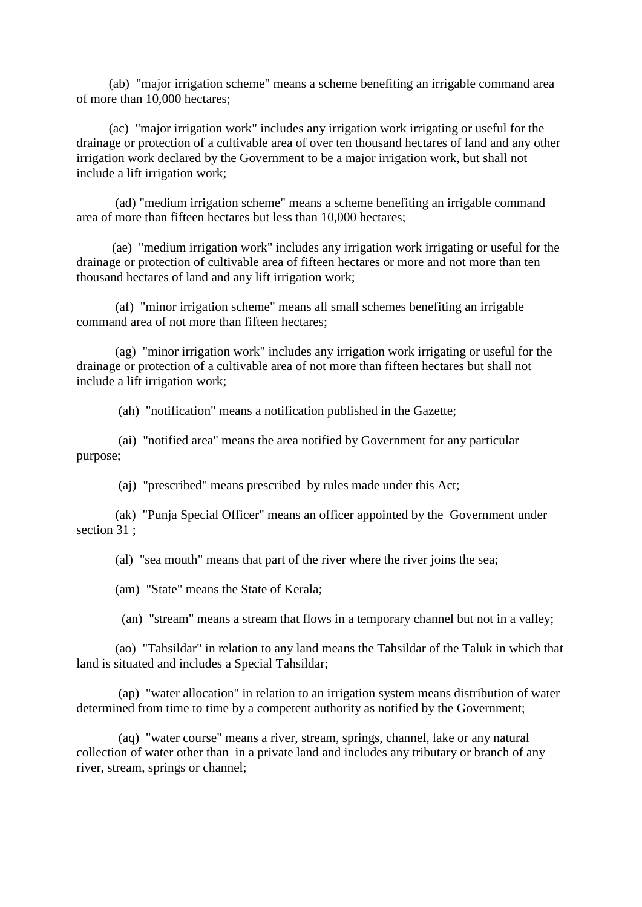(ab) "major irrigation scheme" means a scheme benefiting an irrigable command area of more than 10,000 hectares;

(ac) "major irrigation work" includes any irrigation work irrigating or useful for the drainage or protection of a cultivable area of over ten thousand hectares of land and any other irrigation work declared by the Government to be a major irrigation work, but shall not include a lift irrigation work;

(ad) "medium irrigation scheme" means a scheme benefiting an irrigable command area of more than fifteen hectares but less than 10,000 hectares;

(ae) "medium irrigation work" includes any irrigation work irrigating or useful for the drainage or protection of cultivable area of fifteen hectares or more and not more than ten thousand hectares of land and any lift irrigation work;

(af) "minor irrigation scheme" means all small schemes benefiting an irrigable command area of not more than fifteen hectares;

(ag) "minor irrigation work" includes any irrigation work irrigating or useful for the drainage or protection of a cultivable area of not more than fifteen hectares but shall not include a lift irrigation work;

(ah) "notification" means a notification published in the Gazette;

(ai) "notified area" means the area notified by Government for any particular purpose;

(aj) "prescribed" means prescribed by rules made under this Act;

(ak) "Punja Special Officer" means an officer appointed by the Government under section 31 ;

(al) "sea mouth" means that part of the river where the river joins the sea;

(am) "State" means the State of Kerala;

(an) "stream" means a stream that flows in a temporary channel but not in a valley;

(ao) "Tahsildar" in relation to any land means the Tahsildar of the Taluk in which that land is situated and includes a Special Tahsildar;

(ap) "water allocation" in relation to an irrigation system means distribution of water determined from time to time by a competent authority as notified by the Government;

(aq) "water course" means a river, stream, springs, channel, lake or any natural collection of water other than in a private land and includes any tributary or branch of any river, stream, springs or channel;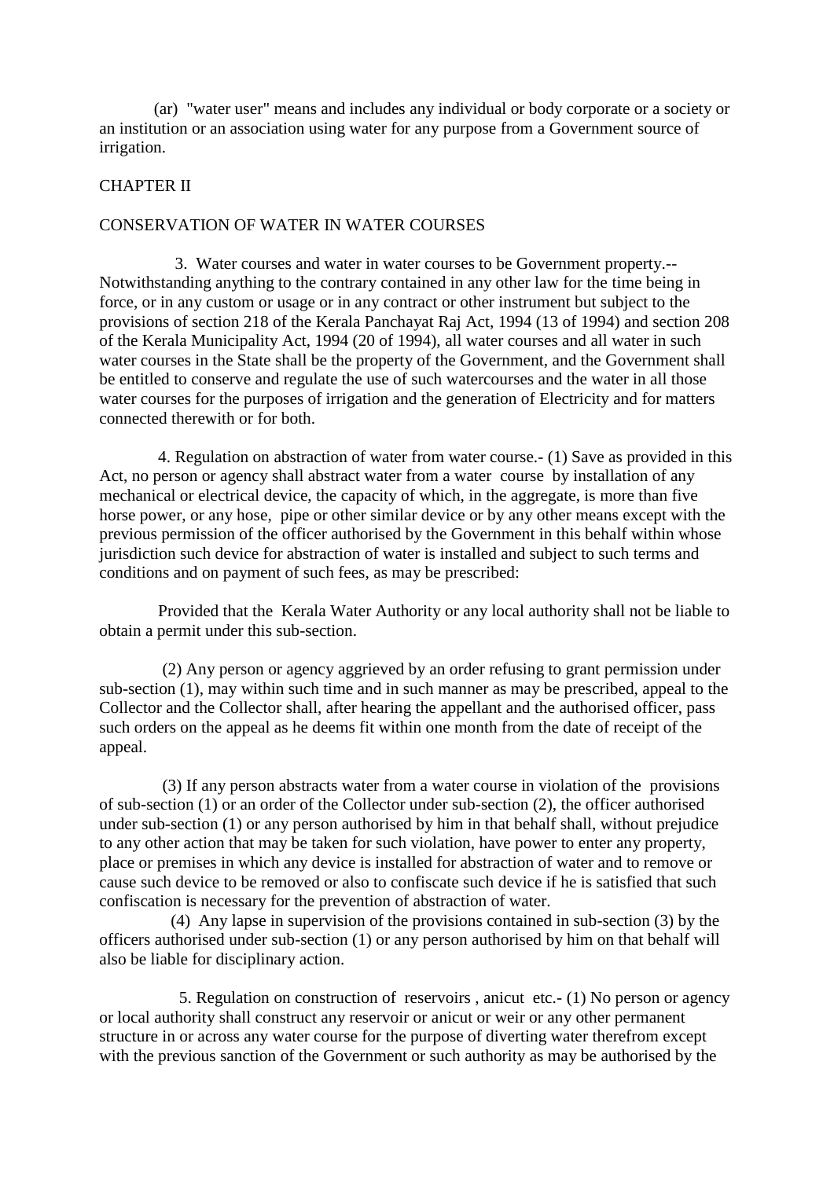(ar) "water user" means and includes any individual or body corporate or a society or an institution or an association using water for any purpose from a Government source of irrigation.

## CHAPTER II

## CONSERVATION OF WATER IN WATER COURSES

3. Water courses and water in water courses to be Government property.-- Notwithstanding anything to the contrary contained in any other law for the time being in force, or in any custom or usage or in any contract or other instrument but subject to the provisions of section 218 of the Kerala Panchayat Raj Act, 1994 (13 of 1994) and section 208 of the Kerala Municipality Act, 1994 (20 of 1994), all water courses and all water in such water courses in the State shall be the property of the Government, and the Government shall be entitled to conserve and regulate the use of such watercourses and the water in all those water courses for the purposes of irrigation and the generation of Electricity and for matters connected therewith or for both.

4. Regulation on abstraction of water from water course.- (1) Save as provided in this Act, no person or agency shall abstract water from a water course by installation of any mechanical or electrical device, the capacity of which, in the aggregate, is more than five horse power, or any hose, pipe or other similar device or by any other means except with the previous permission of the officer authorised by the Government in this behalf within whose jurisdiction such device for abstraction of water is installed and subject to such terms and conditions and on payment of such fees, as may be prescribed:

Provided that the Kerala Water Authority or any local authority shall not be liable to obtain a permit under this sub-section.

(2) Any person or agency aggrieved by an order refusing to grant permission under sub-section (1), may within such time and in such manner as may be prescribed, appeal to the Collector and the Collector shall, after hearing the appellant and the authorised officer, pass such orders on the appeal as he deems fit within one month from the date of receipt of the appeal.

(3) If any person abstracts water from a water course in violation of the provisions of sub-section (1) or an order of the Collector under sub-section (2), the officer authorised under sub-section (1) or any person authorised by him in that behalf shall, without prejudice to any other action that may be taken for such violation, have power to enter any property, place or premises in which any device is installed for abstraction of water and to remove or cause such device to be removed or also to confiscate such device if he is satisfied that such confiscation is necessary for the prevention of abstraction of water.

(4) Any lapse in supervision of the provisions contained in sub-section (3) by the officers authorised under sub-section (1) or any person authorised by him on that behalf will also be liable for disciplinary action.

5. Regulation on construction of reservoirs , anicut etc.- (1) No person or agency or local authority shall construct any reservoir or anicut or weir or any other permanent structure in or across any water course for the purpose of diverting water therefrom except with the previous sanction of the Government or such authority as may be authorised by the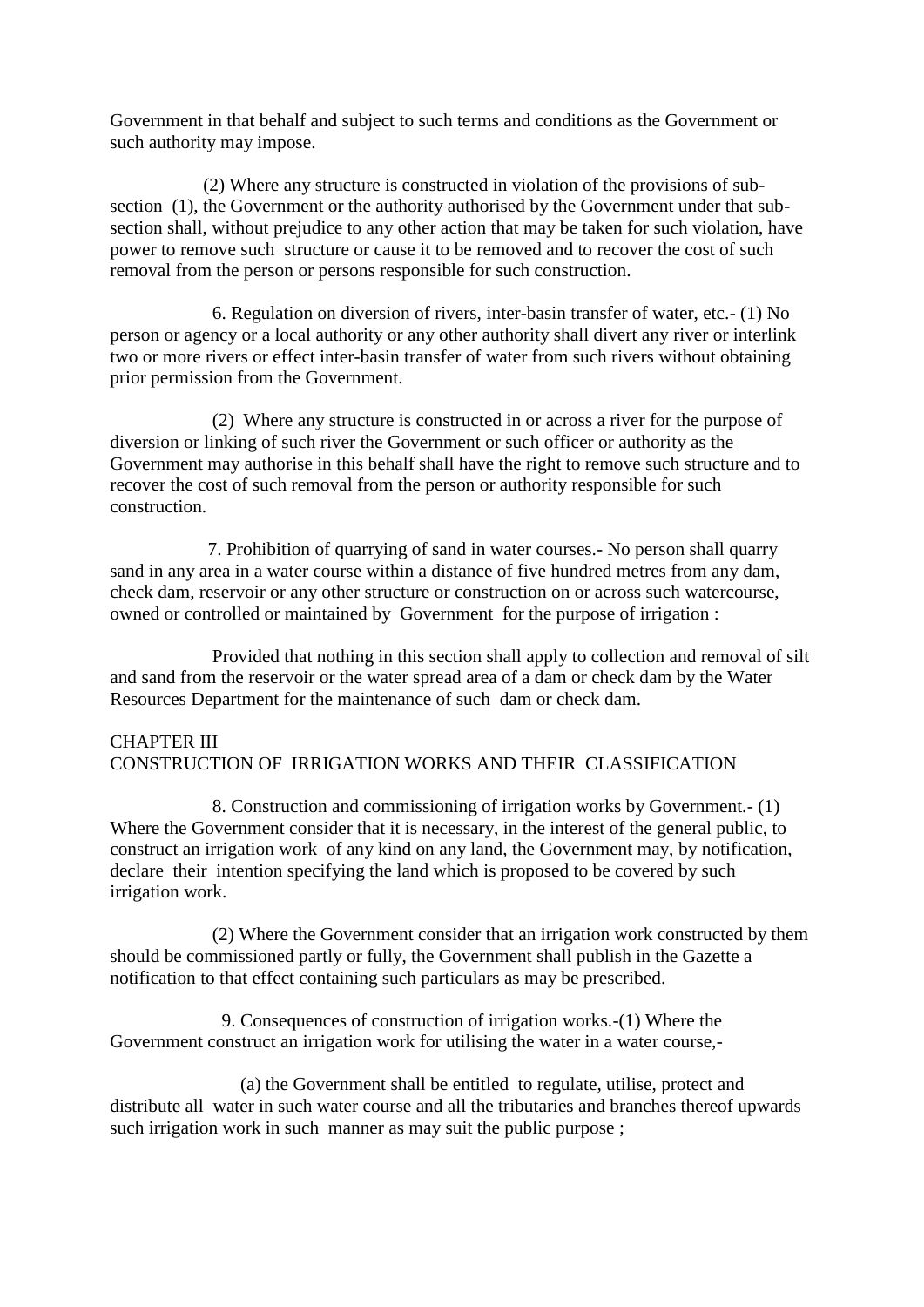Government in that behalf and subject to such terms and conditions as the Government or such authority may impose.

(2) Where any structure is constructed in violation of the provisions of sub-section (1), the Government or the authority authorised by the Government under that sub-section shall, without prejudice to any other action that may be taken for such violation, have power to remove such structure or cause it to be removed and to recover the cost of such removal from the person or persons responsible for such construction.

6. Regulation on diversion of rivers, inter-basin transfer of water, etc.- (1) No person or agency or a local authority or any other authority shall divert any river or interlink two or more rivers or effect inter-basin transfer of water from such rivers without obtaining prior permission from the Government.

(2) Where any structure is constructed in or across a river for the purpose of diversion or linking of such river the Government or such officer or authority as the Government may authorise in this behalf shall have the right to remove such structure and to recover the cost of such removal from the person or authority responsible for such construction.

7. Prohibition of quarrying of sand in water courses.- No person shall quarry sand in any area in a water course within a distance of five hundred metres from any dam, check dam, reservoir or any other structure or construction on or across such watercourse, owned or controlled or maintained by Government for the purpose of irrigation :

Provided that nothing in this section shall apply to collection and removal of silt and sand from the reservoir or the water spread area of a dam or check dam by the Water Resources Department for the maintenance of such dam or check dam.

## CHAPTER III
## CONSTRUCTION OF IRRIGATION WORKS AND THEIR CLASSIFICATION

8. Construction and commissioning of irrigation works by Government.- (1) Where the Government consider that it is necessary, in the interest of the general public, to construct an irrigation work of any kind on any land, the Government may, by notification, declare their intention specifying the land which is proposed to be covered by such irrigation work.

(2) Where the Government consider that an irrigation work constructed by them should be commissioned partly or fully, the Government shall publish in the Gazette a notification to that effect containing such particulars as may be prescribed.

9. Consequences of construction of irrigation works.-(1) Where the Government construct an irrigation work for utilising the water in a water course,-

(a) the Government shall be entitled to regulate, utilise, protect and distribute all water in such water course and all the tributaries and branches thereof upwards such irrigation work in such manner as may suit the public purpose ;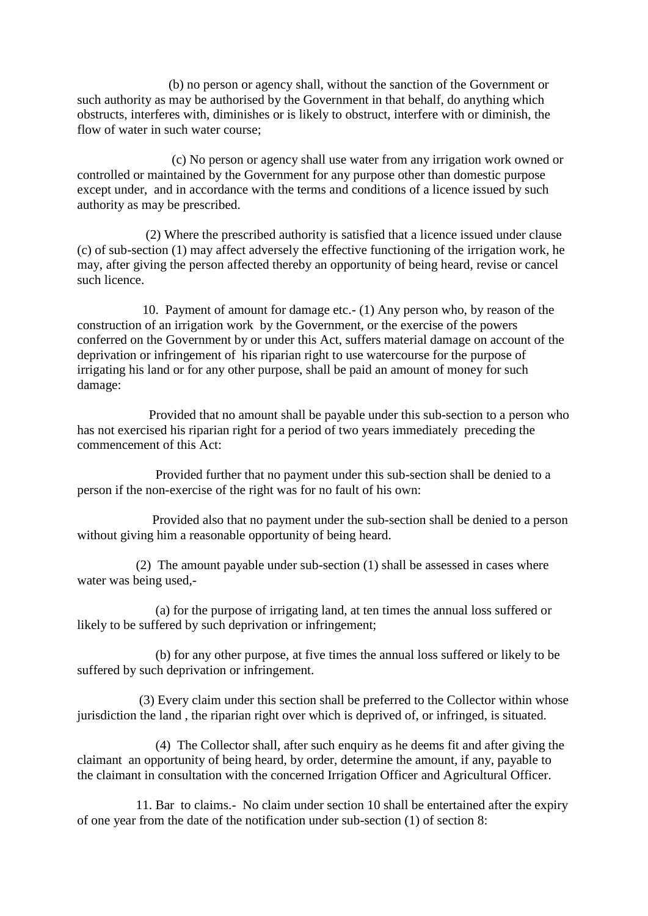(b) no person or agency shall, without the sanction of the Government or such authority as may be authorised by the Government in that behalf, do anything which obstructs, interferes with, diminishes or is likely to obstruct, interfere with or diminish, the flow of water in such water course;

(c) No person or agency shall use water from any irrigation work owned or controlled or maintained by the Government for any purpose other than domestic purpose except under, and in accordance with the terms and conditions of a licence issued by such authority as may be prescribed.

(2) Where the prescribed authority is satisfied that a licence issued under clause (c) of sub-section (1) may affect adversely the effective functioning of the irrigation work, he may, after giving the person affected thereby an opportunity of being heard, revise or cancel such licence.

10. Payment of amount for damage etc.- (1) Any person who, by reason of the construction of an irrigation work by the Government, or the exercise of the powers conferred on the Government by or under this Act, suffers material damage on account of the deprivation or infringement of his riparian right to use watercourse for the purpose of irrigating his land or for any other purpose, shall be paid an amount of money for such damage:

Provided that no amount shall be payable under this sub-section to a person who has not exercised his riparian right for a period of two years immediately preceding the commencement of this Act:

Provided further that no payment under this sub-section shall be denied to a person if the non-exercise of the right was for no fault of his own:

Provided also that no payment under the sub-section shall be denied to a person without giving him a reasonable opportunity of being heard.

(2) The amount payable under sub-section (1) shall be assessed in cases where water was being used,-

(a) for the purpose of irrigating land, at ten times the annual loss suffered or likely to be suffered by such deprivation or infringement;

(b) for any other purpose, at five times the annual loss suffered or likely to be suffered by such deprivation or infringement.

(3) Every claim under this section shall be preferred to the Collector within whose jurisdiction the land , the riparian right over which is deprived of, or infringed, is situated.

(4) The Collector shall, after such enquiry as he deems fit and after giving the claimant an opportunity of being heard, by order, determine the amount, if any, payable to the claimant in consultation with the concerned Irrigation Officer and Agricultural Officer.

11. Bar to claims.- No claim under section 10 shall be entertained after the expiry of one year from the date of the notification under sub-section (1) of section 8: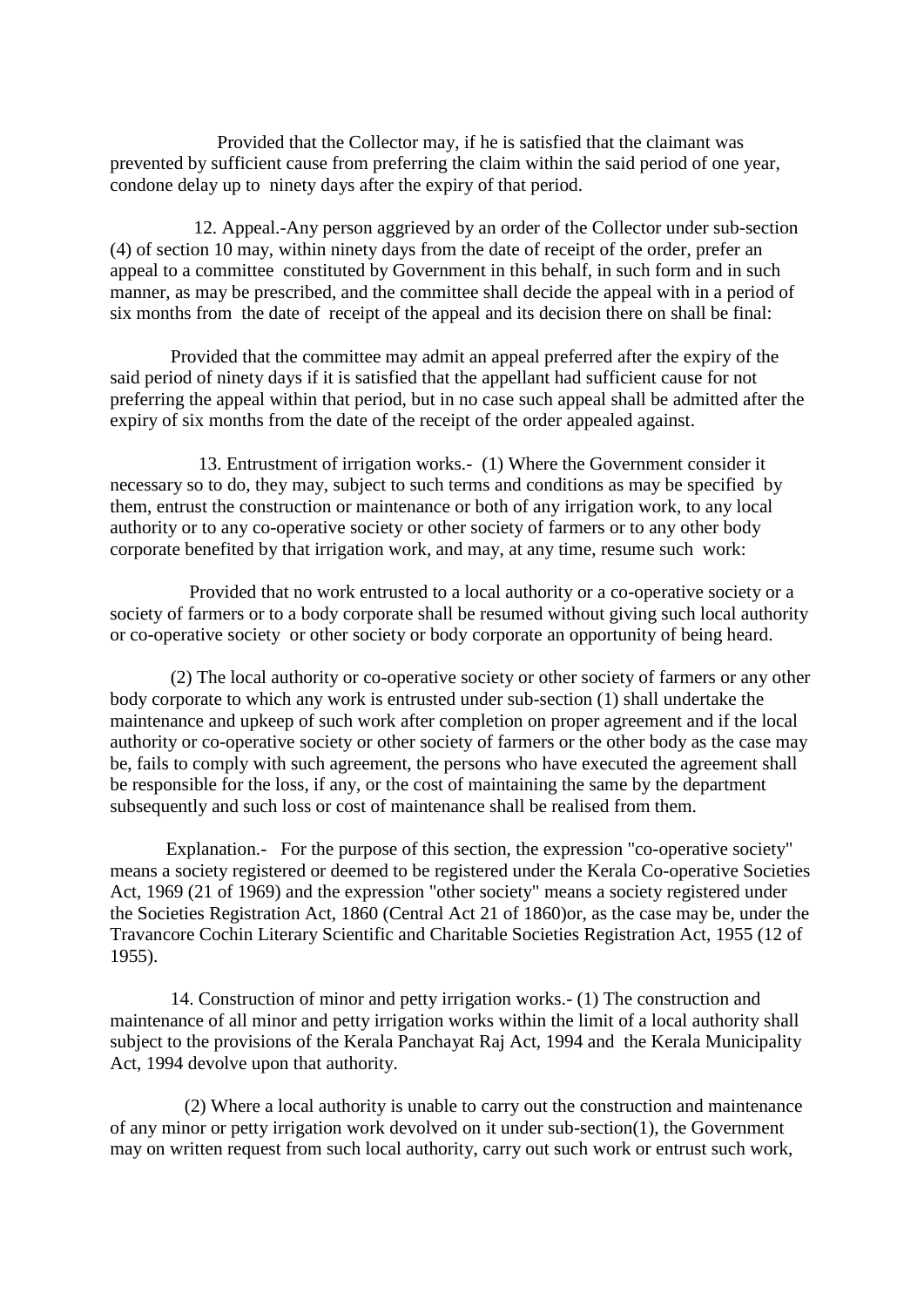Provided that the Collector may, if he is satisfied that the claimant was prevented by sufficient cause from preferring the claim within the said period of one year, condone delay up to ninety days after the expiry of that period.

12. Appeal.-Any person aggrieved by an order of the Collector under sub-section (4) of section 10 may, within ninety days from the date of receipt of the order, prefer an appeal to a committee constituted by Government in this behalf, in such form and in such manner, as may be prescribed, and the committee shall decide the appeal with in a period of six months from the date of receipt of the appeal and its decision there on shall be final:

Provided that the committee may admit an appeal preferred after the expiry of the said period of ninety days if it is satisfied that the appellant had sufficient cause for not preferring the appeal within that period, but in no case such appeal shall be admitted after the expiry of six months from the date of the receipt of the order appealed against.

13. Entrustment of irrigation works.- (1) Where the Government consider it necessary so to do, they may, subject to such terms and conditions as may be specified by them, entrust the construction or maintenance or both of any irrigation work, to any local authority or to any co-operative society or other society of farmers or to any other body corporate benefited by that irrigation work, and may, at any time, resume such work:

Provided that no work entrusted to a local authority or a co-operative society or a society of farmers or to a body corporate shall be resumed without giving such local authority or co-operative society or other society or body corporate an opportunity of being heard.

(2) The local authority or co-operative society or other society of farmers or any other body corporate to which any work is entrusted under sub-section (1) shall undertake the maintenance and upkeep of such work after completion on proper agreement and if the local authority or co-operative society or other society of farmers or the other body as the case may be, fails to comply with such agreement, the persons who have executed the agreement shall be responsible for the loss, if any, or the cost of maintaining the same by the department subsequently and such loss or cost of maintenance shall be realised from them.

Explanation.- For the purpose of this section, the expression "co-operative society" means a society registered or deemed to be registered under the Kerala Co-operative Societies Act, 1969 (21 of 1969) and the expression "other society" means a society registered under the Societies Registration Act, 1860 (Central Act 21 of 1860)or, as the case may be, under the Travancore Cochin Literary Scientific and Charitable Societies Registration Act, 1955 (12 of 1955).

14. Construction of minor and petty irrigation works.- (1) The construction and maintenance of all minor and petty irrigation works within the limit of a local authority shall subject to the provisions of the Kerala Panchayat Raj Act, 1994 and the Kerala Municipality Act, 1994 devolve upon that authority.

(2) Where a local authority is unable to carry out the construction and maintenance of any minor or petty irrigation work devolved on it under sub-section(1), the Government may on written request from such local authority, carry out such work or entrust such work,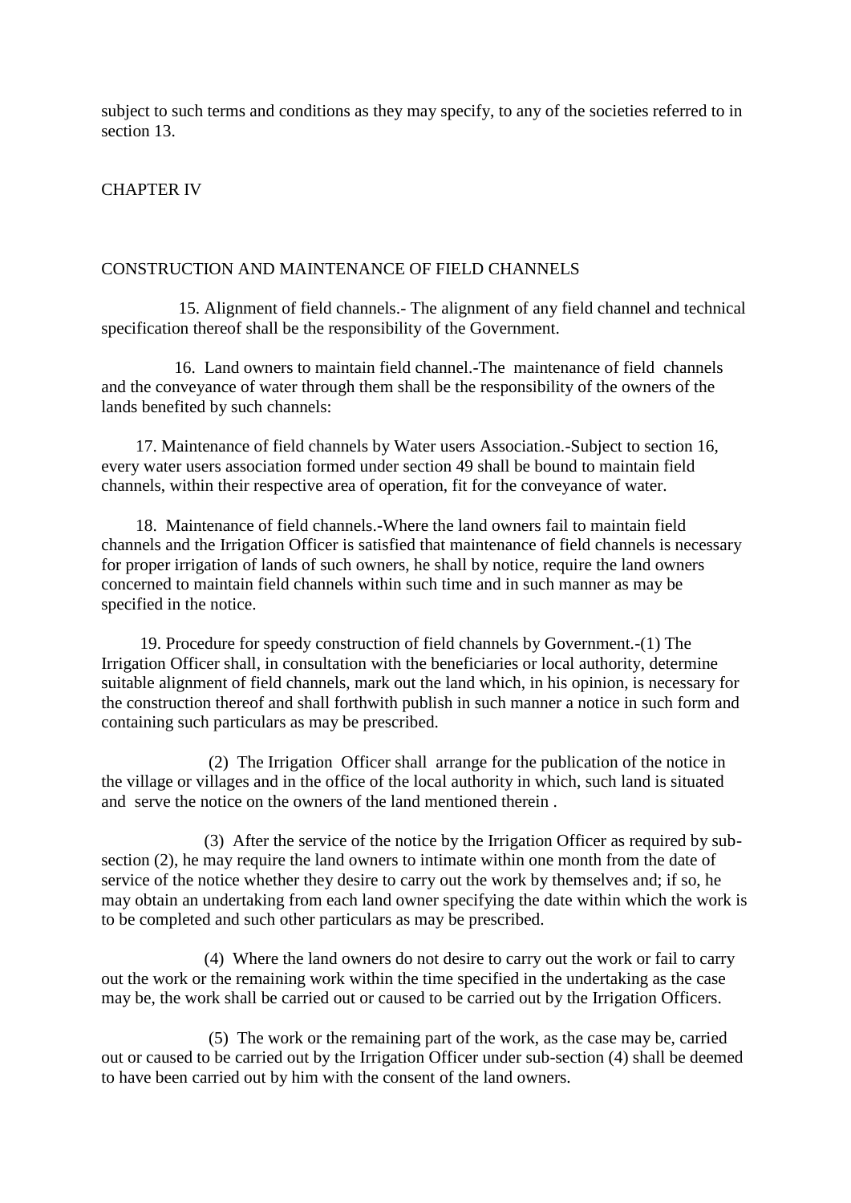subject to such terms and conditions as they may specify, to any of the societies referred to in section 13.

## CHAPTER IV

## CONSTRUCTION AND MAINTENANCE OF FIELD CHANNELS

15. Alignment of field channels.- The alignment of any field channel and technical specification thereof shall be the responsibility of the Government.

16. Land owners to maintain field channel.-The maintenance of field channels and the conveyance of water through them shall be the responsibility of the owners of the lands benefited by such channels:

17. Maintenance of field channels by Water users Association.-Subject to section 16, every water users association formed under section 49 shall be bound to maintain field channels, within their respective area of operation, fit for the conveyance of water.

18. Maintenance of field channels.-Where the land owners fail to maintain field channels and the Irrigation Officer is satisfied that maintenance of field channels is necessary for proper irrigation of lands of such owners, he shall by notice, require the land owners concerned to maintain field channels within such time and in such manner as may be specified in the notice.

19. Procedure for speedy construction of field channels by Government.-(1) The Irrigation Officer shall, in consultation with the beneficiaries or local authority, determine suitable alignment of field channels, mark out the land which, in his opinion, is necessary for the construction thereof and shall forthwith publish in such manner a notice in such form and containing such particulars as may be prescribed.

(2) The Irrigation Officer shall arrange for the publication of the notice in the village or villages and in the office of the local authority in which, such land is situated and serve the notice on the owners of the land mentioned therein .

(3) After the service of the notice by the Irrigation Officer as required by sub-section (2), he may require the land owners to intimate within one month from the date of service of the notice whether they desire to carry out the work by themselves and; if so, he may obtain an undertaking from each land owner specifying the date within which the work is to be completed and such other particulars as may be prescribed.

(4) Where the land owners do not desire to carry out the work or fail to carry out the work or the remaining work within the time specified in the undertaking as the case may be, the work shall be carried out or caused to be carried out by the Irrigation Officers.

(5) The work or the remaining part of the work, as the case may be, carried out or caused to be carried out by the Irrigation Officer under sub-section (4) shall be deemed to have been carried out by him with the consent of the land owners.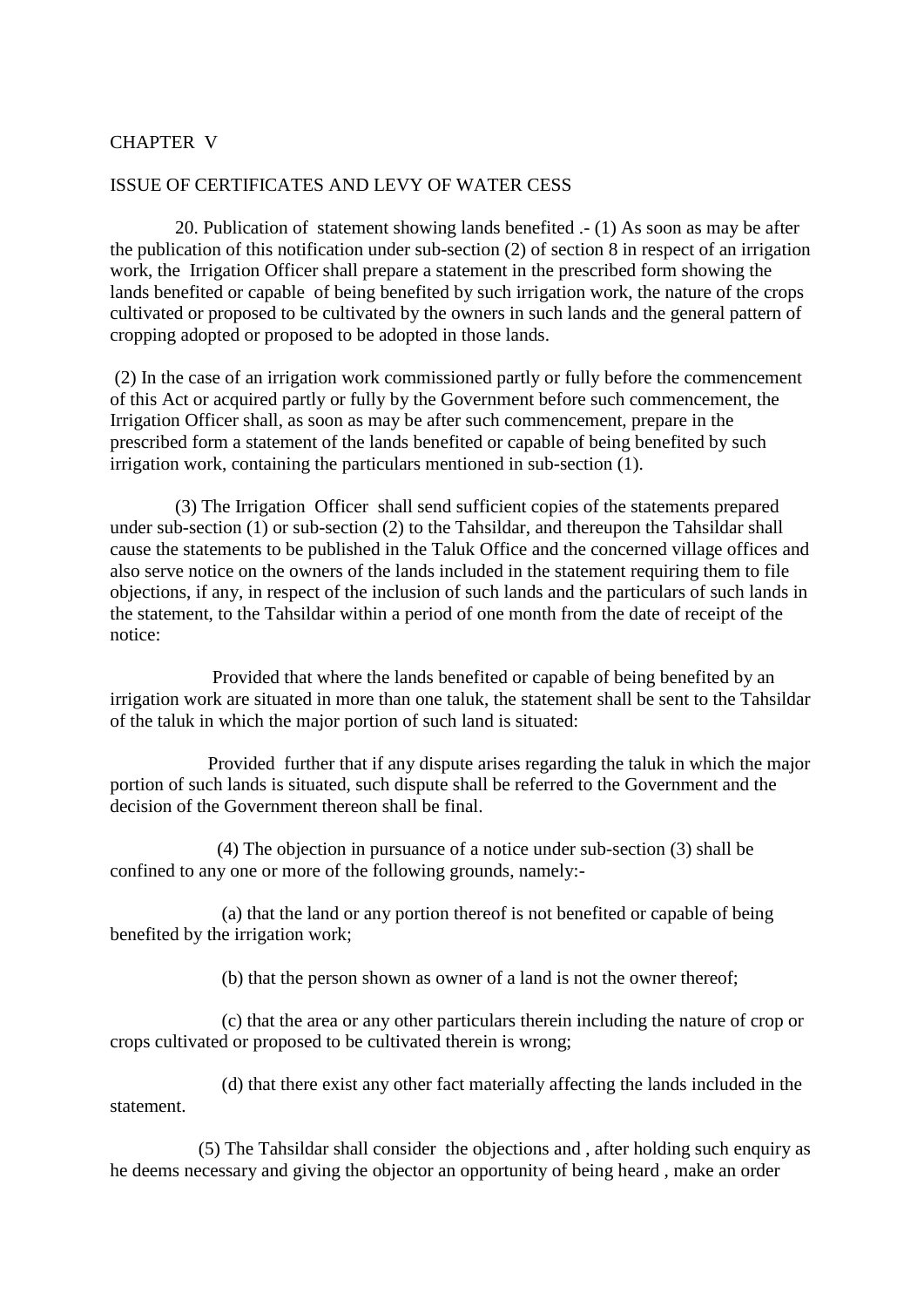## CHAPTER V

## ISSUE OF CERTIFICATES AND LEVY OF WATER CESS

20. Publication of statement showing lands benefited .- (1) As soon as may be after the publication of this notification under sub-section (2) of section 8 in respect of an irrigation work, the Irrigation Officer shall prepare a statement in the prescribed form showing the lands benefited or capable of being benefited by such irrigation work, the nature of the crops cultivated or proposed to be cultivated by the owners in such lands and the general pattern of cropping adopted or proposed to be adopted in those lands.

(2) In the case of an irrigation work commissioned partly or fully before the commencement of this Act or acquired partly or fully by the Government before such commencement, the Irrigation Officer shall, as soon as may be after such commencement, prepare in the prescribed form a statement of the lands benefited or capable of being benefited by such irrigation work, containing the particulars mentioned in sub-section (1).

(3) The Irrigation Officer shall send sufficient copies of the statements prepared under sub-section (1) or sub-section (2) to the Tahsildar, and thereupon the Tahsildar shall cause the statements to be published in the Taluk Office and the concerned village offices and also serve notice on the owners of the lands included in the statement requiring them to file objections, if any, in respect of the inclusion of such lands and the particulars of such lands in the statement, to the Tahsildar within a period of one month from the date of receipt of the notice:

Provided that where the lands benefited or capable of being benefited by an irrigation work are situated in more than one taluk, the statement shall be sent to the Tahsildar of the taluk in which the major portion of such land is situated:

Provided further that if any dispute arises regarding the taluk in which the major portion of such lands is situated, such dispute shall be referred to the Government and the decision of the Government thereon shall be final.

(4) The objection in pursuance of a notice under sub-section (3) shall be confined to any one or more of the following grounds, namely:-

(a) that the land or any portion thereof is not benefited or capable of being benefited by the irrigation work;

(b) that the person shown as owner of a land is not the owner thereof;

(c) that the area or any other particulars therein including the nature of crop or crops cultivated or proposed to be cultivated therein is wrong;

(d) that there exist any other fact materially affecting the lands included in the statement.

(5) The Tahsildar shall consider the objections and , after holding such enquiry as he deems necessary and giving the objector an opportunity of being heard , make an order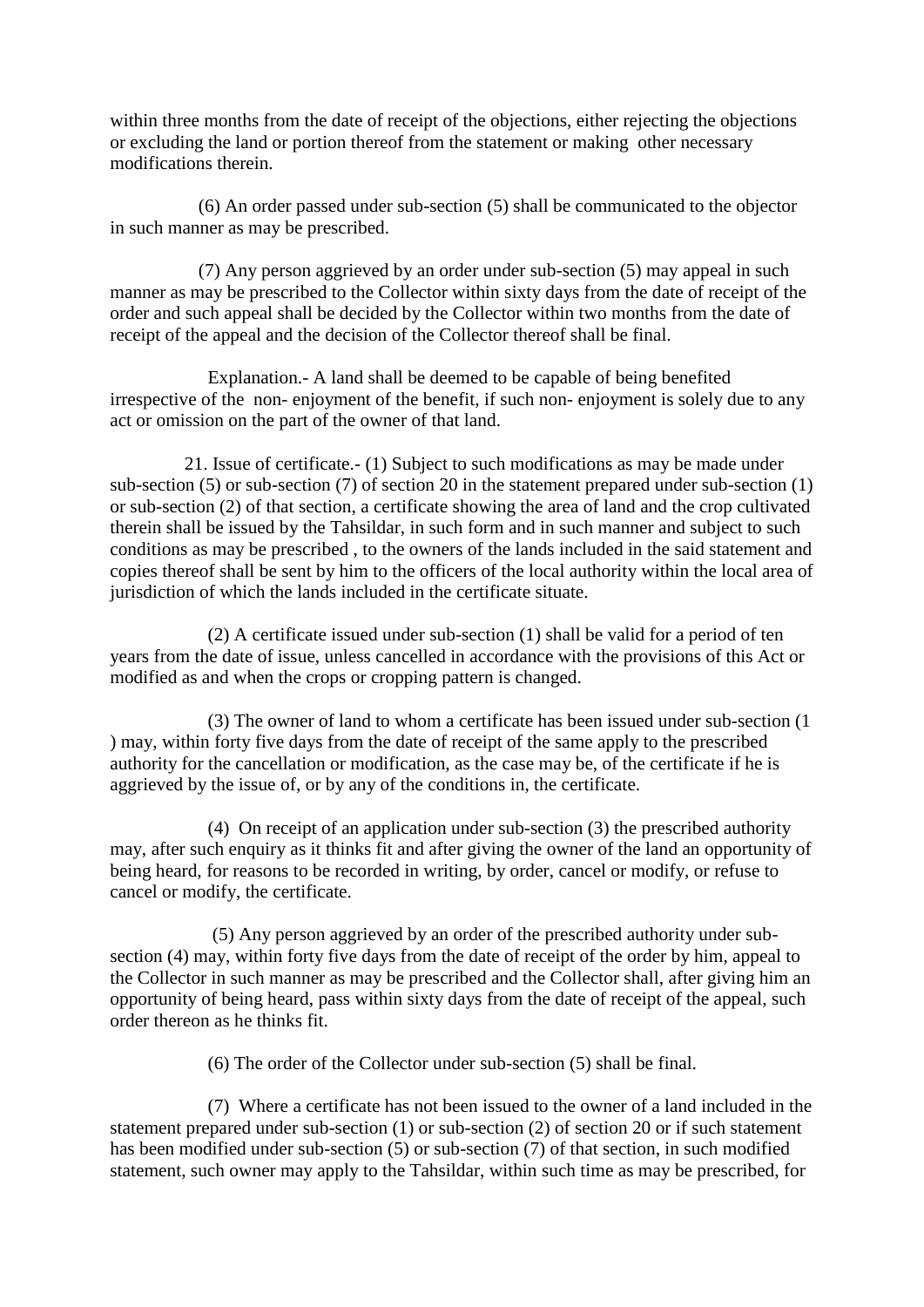within three months from the date of receipt of the objections, either rejecting the objections or excluding the land or portion thereof from the statement or making other necessary modifications therein.

(6) An order passed under sub-section (5) shall be communicated to the objector in such manner as may be prescribed.

(7) Any person aggrieved by an order under sub-section (5) may appeal in such manner as may be prescribed to the Collector within sixty days from the date of receipt of the order and such appeal shall be decided by the Collector within two months from the date of receipt of the appeal and the decision of the Collector thereof shall be final.

Explanation.- A land shall be deemed to be capable of being benefited irrespective of the non- enjoyment of the benefit, if such non- enjoyment is solely due to any act or omission on the part of the owner of that land.

21. Issue of certificate.- (1) Subject to such modifications as may be made under sub-section (5) or sub-section (7) of section 20 in the statement prepared under sub-section (1) or sub-section (2) of that section, a certificate showing the area of land and the crop cultivated therein shall be issued by the Tahsildar, in such form and in such manner and subject to such conditions as may be prescribed , to the owners of the lands included in the said statement and copies thereof shall be sent by him to the officers of the local authority within the local area of jurisdiction of which the lands included in the certificate situate.

(2) A certificate issued under sub-section (1) shall be valid for a period of ten years from the date of issue, unless cancelled in accordance with the provisions of this Act or modified as and when the crops or cropping pattern is changed.

(3) The owner of land to whom a certificate has been issued under sub-section (1 ) may, within forty five days from the date of receipt of the same apply to the prescribed authority for the cancellation or modification, as the case may be, of the certificate if he is aggrieved by the issue of, or by any of the conditions in, the certificate.

(4) On receipt of an application under sub-section (3) the prescribed authority may, after such enquiry as it thinks fit and after giving the owner of the land an opportunity of being heard, for reasons to be recorded in writing, by order, cancel or modify, or refuse to cancel or modify, the certificate.

(5) Any person aggrieved by an order of the prescribed authority under sub-section (4) may, within forty five days from the date of receipt of the order by him, appeal to the Collector in such manner as may be prescribed and the Collector shall, after giving him an opportunity of being heard, pass within sixty days from the date of receipt of the appeal, such order thereon as he thinks fit.

(6) The order of the Collector under sub-section (5) shall be final.

(7) Where a certificate has not been issued to the owner of a land included in the statement prepared under sub-section (1) or sub-section (2) of section 20 or if such statement has been modified under sub-section (5) or sub-section (7) of that section, in such modified statement, such owner may apply to the Tahsildar, within such time as may be prescribed, for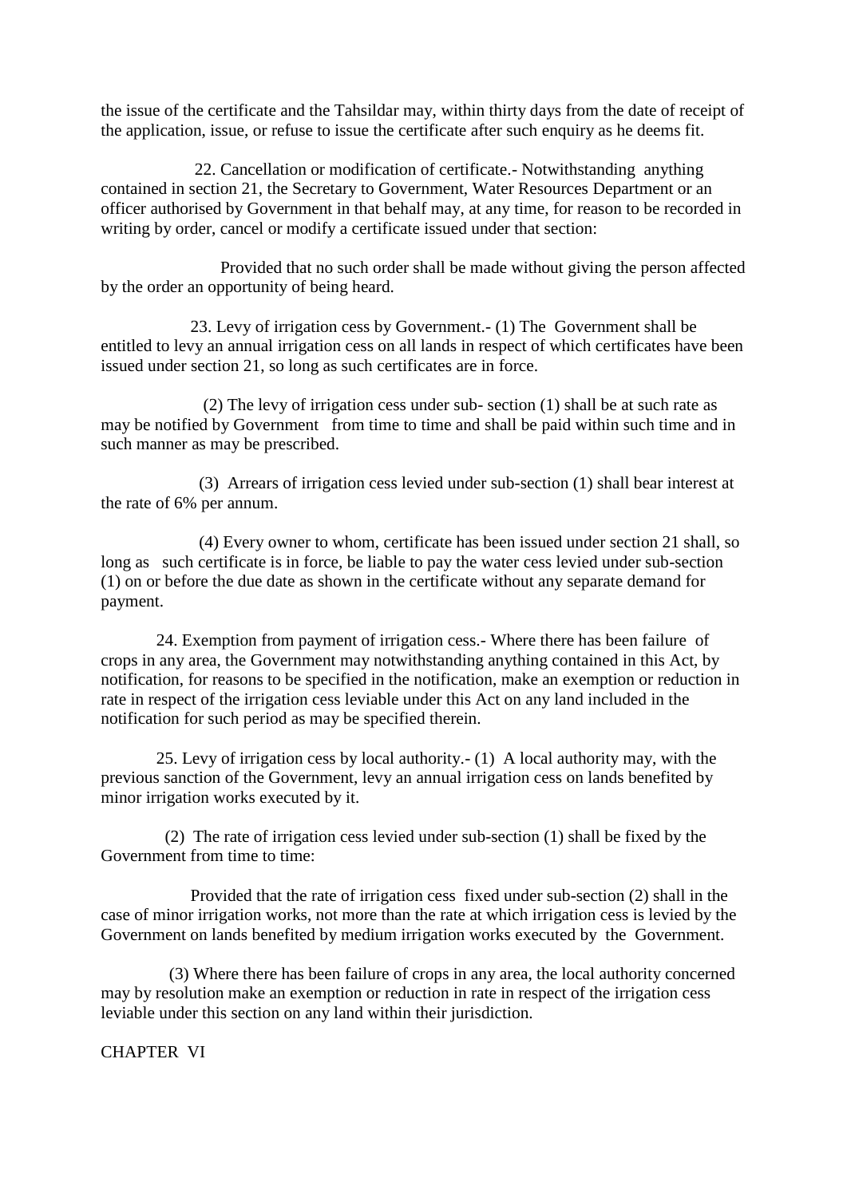the issue of the certificate and the Tahsildar may, within thirty days from the date of receipt of the application, issue, or refuse to issue the certificate after such enquiry as he deems fit.

22. Cancellation or modification of certificate.- Notwithstanding anything contained in section 21, the Secretary to Government, Water Resources Department or an officer authorised by Government in that behalf may, at any time, for reason to be recorded in writing by order, cancel or modify a certificate issued under that section:

Provided that no such order shall be made without giving the person affected by the order an opportunity of being heard.

23. Levy of irrigation cess by Government.- (1) The Government shall be entitled to levy an annual irrigation cess on all lands in respect of which certificates have been issued under section 21, so long as such certificates are in force.

(2) The levy of irrigation cess under sub- section (1) shall be at such rate as may be notified by Government from time to time and shall be paid within such time and in such manner as may be prescribed.

(3) Arrears of irrigation cess levied under sub-section (1) shall bear interest at the rate of 6% per annum.

(4) Every owner to whom, certificate has been issued under section 21 shall, so long as such certificate is in force, be liable to pay the water cess levied under sub-section (1) on or before the due date as shown in the certificate without any separate demand for payment.

24. Exemption from payment of irrigation cess.- Where there has been failure of crops in any area, the Government may notwithstanding anything contained in this Act, by notification, for reasons to be specified in the notification, make an exemption or reduction in rate in respect of the irrigation cess leviable under this Act on any land included in the notification for such period as may be specified therein.

25. Levy of irrigation cess by local authority.- (1) A local authority may, with the previous sanction of the Government, levy an annual irrigation cess on lands benefited by minor irrigation works executed by it.

(2) The rate of irrigation cess levied under sub-section (1) shall be fixed by the Government from time to time:

Provided that the rate of irrigation cess fixed under sub-section (2) shall in the case of minor irrigation works, not more than the rate at which irrigation cess is levied by the Government on lands benefited by medium irrigation works executed by the Government.

(3) Where there has been failure of crops in any area, the local authority concerned may by resolution make an exemption or reduction in rate in respect of the irrigation cess leviable under this section on any land within their jurisdiction.

## CHAPTER VI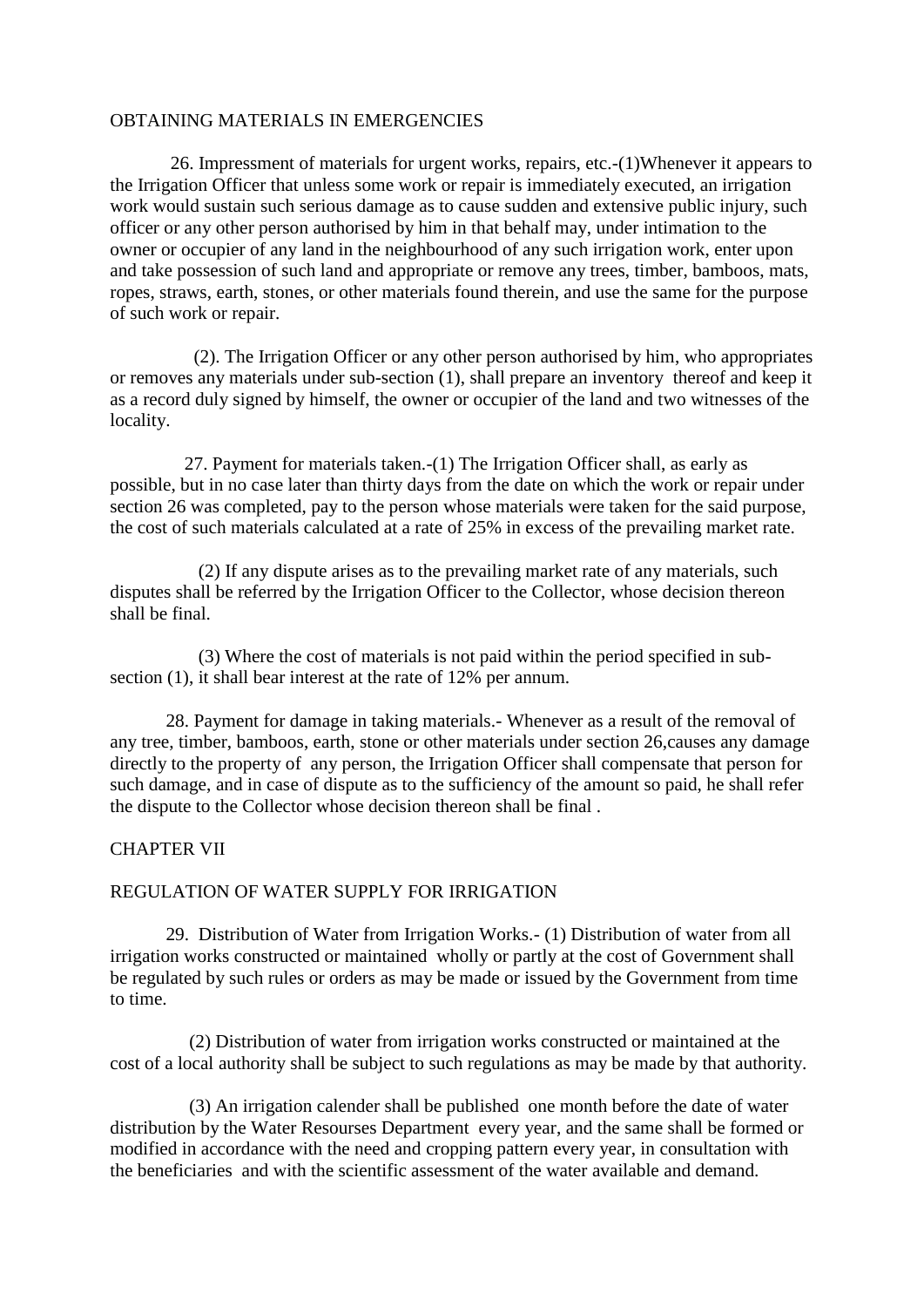## OBTAINING MATERIALS IN EMERGENCIES

26. Impressment of materials for urgent works, repairs, etc.-(1)Whenever it appears to the Irrigation Officer that unless some work or repair is immediately executed, an irrigation work would sustain such serious damage as to cause sudden and extensive public injury, such officer or any other person authorised by him in that behalf may, under intimation to the owner or occupier of any land in the neighbourhood of any such irrigation work, enter upon and take possession of such land and appropriate or remove any trees, timber, bamboos, mats, ropes, straws, earth, stones, or other materials found therein, and use the same for the purpose of such work or repair.

(2). The Irrigation Officer or any other person authorised by him, who appropriates or removes any materials under sub-section (1), shall prepare an inventory thereof and keep it as a record duly signed by himself, the owner or occupier of the land and two witnesses of the locality.

27. Payment for materials taken.-(1) The Irrigation Officer shall, as early as possible, but in no case later than thirty days from the date on which the work or repair under section 26 was completed, pay to the person whose materials were taken for the said purpose, the cost of such materials calculated at a rate of 25% in excess of the prevailing market rate.

(2) If any dispute arises as to the prevailing market rate of any materials, such disputes shall be referred by the Irrigation Officer to the Collector, whose decision thereon shall be final.

(3) Where the cost of materials is not paid within the period specified in sub-section (1), it shall bear interest at the rate of 12% per annum.

28. Payment for damage in taking materials.- Whenever as a result of the removal of any tree, timber, bamboos, earth, stone or other materials under section 26,causes any damage directly to the property of any person, the Irrigation Officer shall compensate that person for such damage, and in case of dispute as to the sufficiency of the amount so paid, he shall refer the dispute to the Collector whose decision thereon shall be final .

## CHAPTER VII

## REGULATION OF WATER SUPPLY FOR IRRIGATION

29. Distribution of Water from Irrigation Works.- (1) Distribution of water from all irrigation works constructed or maintained wholly or partly at the cost of Government shall be regulated by such rules or orders as may be made or issued by the Government from time to time.

(2) Distribution of water from irrigation works constructed or maintained at the cost of a local authority shall be subject to such regulations as may be made by that authority.

(3) An irrigation calender shall be published one month before the date of water distribution by the Water Resourses Department every year, and the same shall be formed or modified in accordance with the need and cropping pattern every year, in consultation with the beneficiaries and with the scientific assessment of the water available and demand.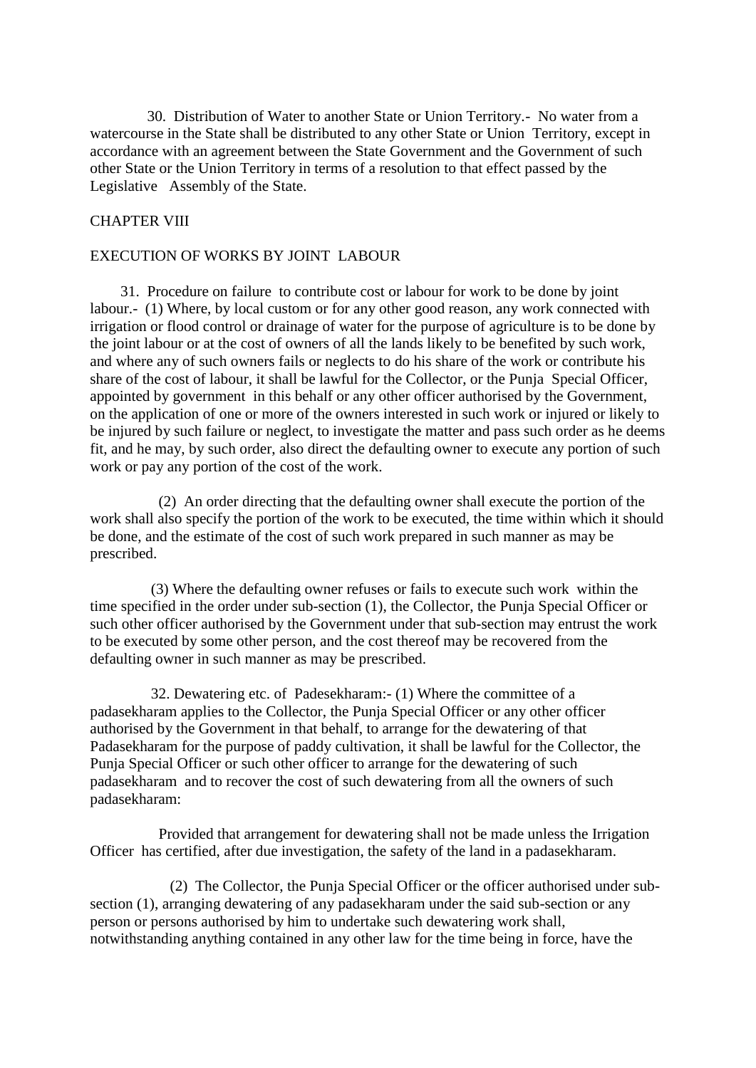30. Distribution of Water to another State or Union Territory.- No water from a watercourse in the State shall be distributed to any other State or Union Territory, except in accordance with an agreement between the State Government and the Government of such other State or the Union Territory in terms of a resolution to that effect passed by the Legislative Assembly of the State.

## CHAPTER VIII

## EXECUTION OF WORKS BY JOINT LABOUR

31. Procedure on failure to contribute cost or labour for work to be done by joint labour.- (1) Where, by local custom or for any other good reason, any work connected with irrigation or flood control or drainage of water for the purpose of agriculture is to be done by the joint labour or at the cost of owners of all the lands likely to be benefited by such work, and where any of such owners fails or neglects to do his share of the work or contribute his share of the cost of labour, it shall be lawful for the Collector, or the Punja Special Officer, appointed by government in this behalf or any other officer authorised by the Government, on the application of one or more of the owners interested in such work or injured or likely to be injured by such failure or neglect, to investigate the matter and pass such order as he deems fit, and he may, by such order, also direct the defaulting owner to execute any portion of such work or pay any portion of the cost of the work.

(2) An order directing that the defaulting owner shall execute the portion of the work shall also specify the portion of the work to be executed, the time within which it should be done, and the estimate of the cost of such work prepared in such manner as may be prescribed.

(3) Where the defaulting owner refuses or fails to execute such work within the time specified in the order under sub-section (1), the Collector, the Punja Special Officer or such other officer authorised by the Government under that sub-section may entrust the work to be executed by some other person, and the cost thereof may be recovered from the defaulting owner in such manner as may be prescribed.

32. Dewatering etc. of Padesekharam:- (1) Where the committee of a padasekharam applies to the Collector, the Punja Special Officer or any other officer authorised by the Government in that behalf, to arrange for the dewatering of that Padasekharam for the purpose of paddy cultivation, it shall be lawful for the Collector, the Punja Special Officer or such other officer to arrange for the dewatering of such padasekharam and to recover the cost of such dewatering from all the owners of such padasekharam:

Provided that arrangement for dewatering shall not be made unless the Irrigation Officer has certified, after due investigation, the safety of the land in a padasekharam.

(2) The Collector, the Punja Special Officer or the officer authorised under sub-section (1), arranging dewatering of any padasekharam under the said sub-section or any person or persons authorised by him to undertake such dewatering work shall, notwithstanding anything contained in any other law for the time being in force, have the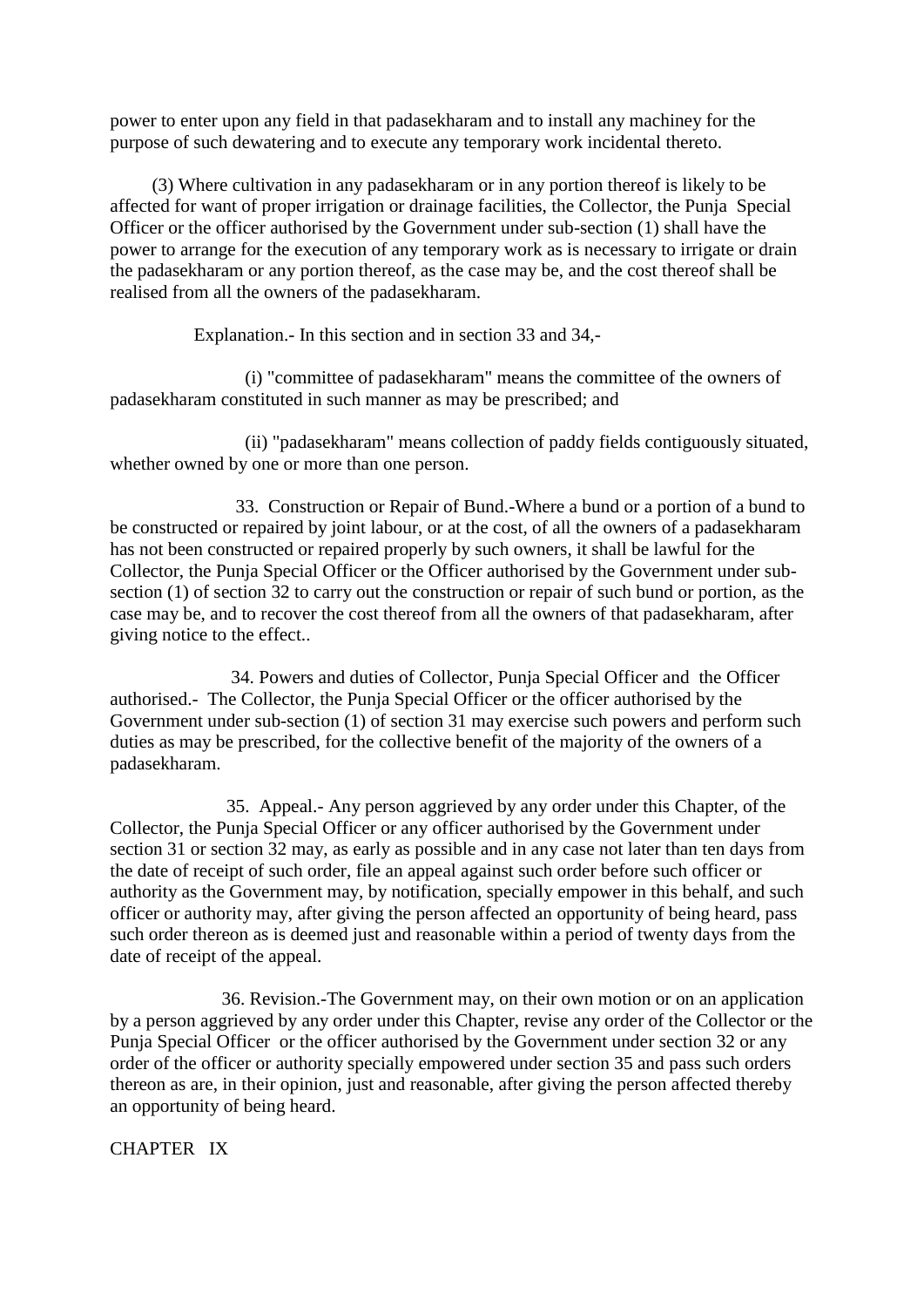power to enter upon any field in that padasekharam and to install any machiney for the purpose of such dewatering and to execute any temporary work incidental thereto.

(3) Where cultivation in any padasekharam or in any portion thereof is likely to be affected for want of proper irrigation or drainage facilities, the Collector, the Punja Special Officer or the officer authorised by the Government under sub-section (1) shall have the power to arrange for the execution of any temporary work as is necessary to irrigate or drain the padasekharam or any portion thereof, as the case may be, and the cost thereof shall be realised from all the owners of the padasekharam.

Explanation.- In this section and in section 33 and 34,-

(i) "committee of padasekharam" means the committee of the owners of padasekharam constituted in such manner as may be prescribed; and

(ii) "padasekharam" means collection of paddy fields contiguously situated, whether owned by one or more than one person.

33. Construction or Repair of Bund.-Where a bund or a portion of a bund to be constructed or repaired by joint labour, or at the cost, of all the owners of a padasekharam has not been constructed or repaired properly by such owners, it shall be lawful for the Collector, the Punja Special Officer or the Officer authorised by the Government under sub-section (1) of section 32 to carry out the construction or repair of such bund or portion, as the case may be, and to recover the cost thereof from all the owners of that padasekharam, after giving notice to the effect..

34. Powers and duties of Collector, Punja Special Officer and the Officer authorised.- The Collector, the Punja Special Officer or the officer authorised by the Government under sub-section (1) of section 31 may exercise such powers and perform such duties as may be prescribed, for the collective benefit of the majority of the owners of a padasekharam.

35. Appeal.- Any person aggrieved by any order under this Chapter, of the Collector, the Punja Special Officer or any officer authorised by the Government under section 31 or section 32 may, as early as possible and in any case not later than ten days from the date of receipt of such order, file an appeal against such order before such officer or authority as the Government may, by notification, specially empower in this behalf, and such officer or authority may, after giving the person affected an opportunity of being heard, pass such order thereon as is deemed just and reasonable within a period of twenty days from the date of receipt of the appeal.

36. Revision.-The Government may, on their own motion or on an application by a person aggrieved by any order under this Chapter, revise any order of the Collector or the Punja Special Officer or the officer authorised by the Government under section 32 or any order of the officer or authority specially empowered under section 35 and pass such orders thereon as are, in their opinion, just and reasonable, after giving the person affected thereby an opportunity of being heard.

## CHAPTER IX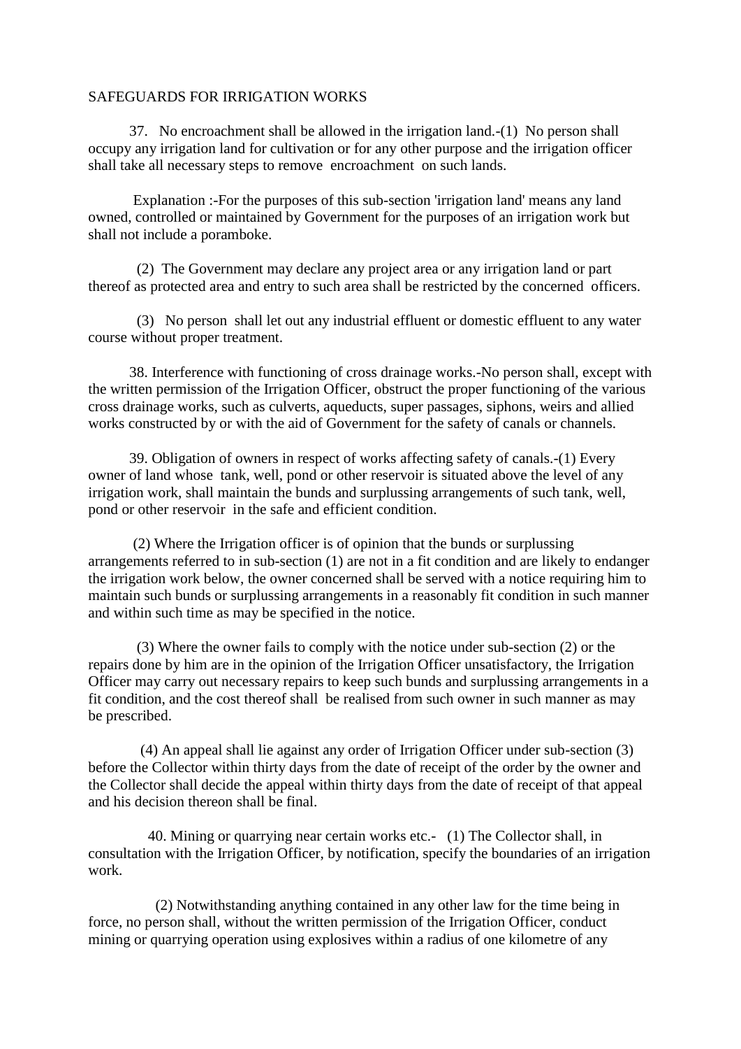## SAFEGUARDS FOR IRRIGATION WORKS

37. No encroachment shall be allowed in the irrigation land.-(1) No person shall occupy any irrigation land for cultivation or for any other purpose and the irrigation officer shall take all necessary steps to remove encroachment on such lands.

Explanation :-For the purposes of this sub-section 'irrigation land' means any land owned, controlled or maintained by Government for the purposes of an irrigation work but shall not include a poramboke.

(2) The Government may declare any project area or any irrigation land or part thereof as protected area and entry to such area shall be restricted by the concerned officers.

(3) No person shall let out any industrial effluent or domestic effluent to any water course without proper treatment.

38. Interference with functioning of cross drainage works.-No person shall, except with the written permission of the Irrigation Officer, obstruct the proper functioning of the various cross drainage works, such as culverts, aqueducts, super passages, siphons, weirs and allied works constructed by or with the aid of Government for the safety of canals or channels.

39. Obligation of owners in respect of works affecting safety of canals.-(1) Every owner of land whose tank, well, pond or other reservoir is situated above the level of any irrigation work, shall maintain the bunds and surplussing arrangements of such tank, well, pond or other reservoir in the safe and efficient condition.

(2) Where the Irrigation officer is of opinion that the bunds or surplussing arrangements referred to in sub-section (1) are not in a fit condition and are likely to endanger the irrigation work below, the owner concerned shall be served with a notice requiring him to maintain such bunds or surplussing arrangements in a reasonably fit condition in such manner and within such time as may be specified in the notice.

(3) Where the owner fails to comply with the notice under sub-section (2) or the repairs done by him are in the opinion of the Irrigation Officer unsatisfactory, the Irrigation Officer may carry out necessary repairs to keep such bunds and surplussing arrangements in a fit condition, and the cost thereof shall be realised from such owner in such manner as may be prescribed.

(4) An appeal shall lie against any order of Irrigation Officer under sub-section (3) before the Collector within thirty days from the date of receipt of the order by the owner and the Collector shall decide the appeal within thirty days from the date of receipt of that appeal and his decision thereon shall be final.

40. Mining or quarrying near certain works etc.- (1) The Collector shall, in consultation with the Irrigation Officer, by notification, specify the boundaries of an irrigation work.

(2) Notwithstanding anything contained in any other law for the time being in force, no person shall, without the written permission of the Irrigation Officer, conduct mining or quarrying operation using explosives within a radius of one kilometre of any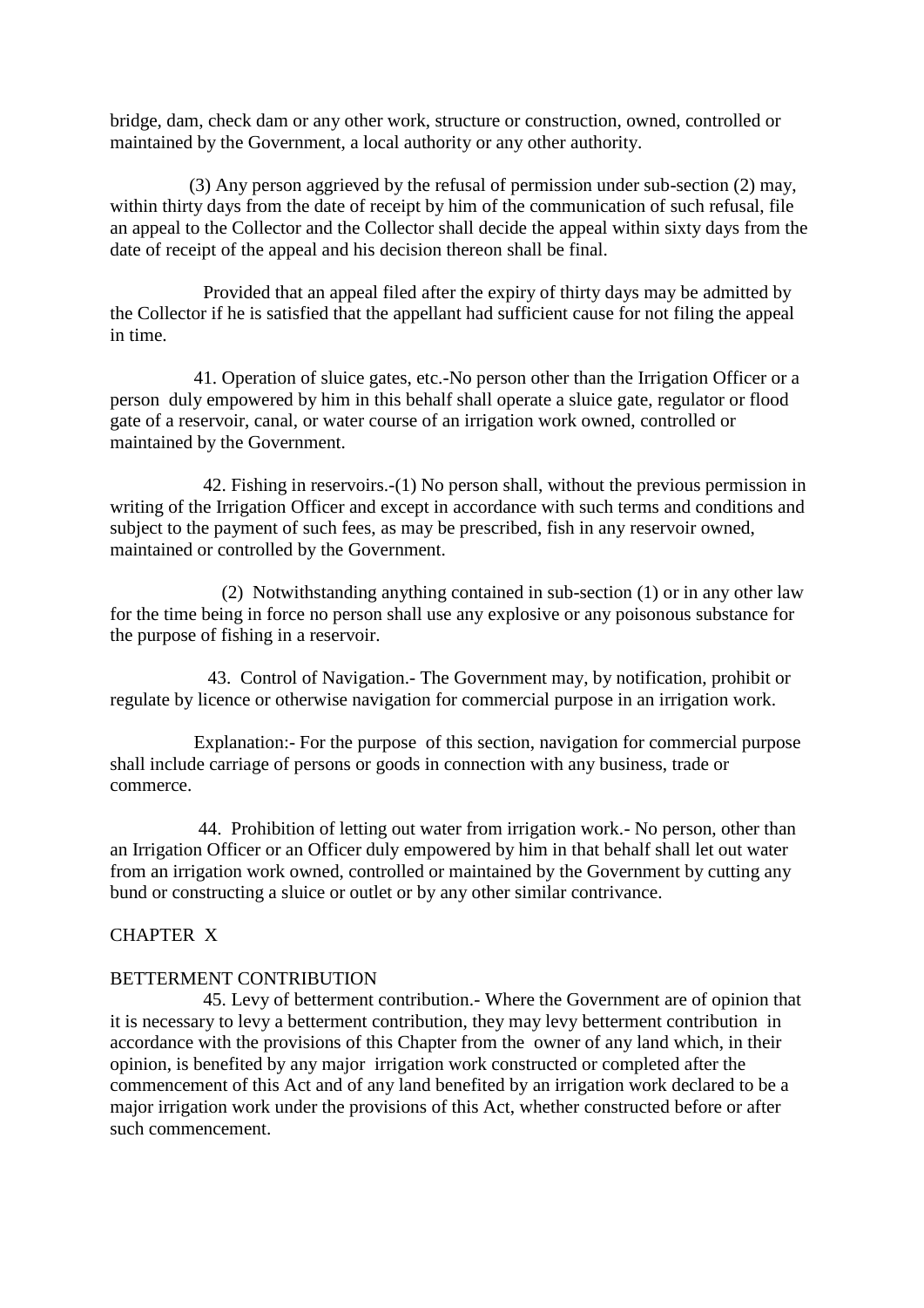bridge, dam, check dam or any other work, structure or construction, owned, controlled or maintained by the Government, a local authority or any other authority.

(3) Any person aggrieved by the refusal of permission under sub-section (2) may, within thirty days from the date of receipt by him of the communication of such refusal, file an appeal to the Collector and the Collector shall decide the appeal within sixty days from the date of receipt of the appeal and his decision thereon shall be final.

Provided that an appeal filed after the expiry of thirty days may be admitted by the Collector if he is satisfied that the appellant had sufficient cause for not filing the appeal in time.

41. Operation of sluice gates, etc.-No person other than the Irrigation Officer or a person duly empowered by him in this behalf shall operate a sluice gate, regulator or flood gate of a reservoir, canal, or water course of an irrigation work owned, controlled or maintained by the Government.

42. Fishing in reservoirs.-(1) No person shall, without the previous permission in writing of the Irrigation Officer and except in accordance with such terms and conditions and subject to the payment of such fees, as may be prescribed, fish in any reservoir owned, maintained or controlled by the Government.

(2) Notwithstanding anything contained in sub-section (1) or in any other law for the time being in force no person shall use any explosive or any poisonous substance for the purpose of fishing in a reservoir.

43. Control of Navigation.- The Government may, by notification, prohibit or regulate by licence or otherwise navigation for commercial purpose in an irrigation work.

Explanation:- For the purpose of this section, navigation for commercial purpose shall include carriage of persons or goods in connection with any business, trade or commerce.

44. Prohibition of letting out water from irrigation work.- No person, other than an Irrigation Officer or an Officer duly empowered by him in that behalf shall let out water from an irrigation work owned, controlled or maintained by the Government by cutting any bund or constructing a sluice or outlet or by any other similar contrivance.

## CHAPTER X

## BETTERMENT CONTRIBUTION

45. Levy of betterment contribution.- Where the Government are of opinion that it is necessary to levy a betterment contribution, they may levy betterment contribution in accordance with the provisions of this Chapter from the owner of any land which, in their opinion, is benefited by any major irrigation work constructed or completed after the commencement of this Act and of any land benefited by an irrigation work declared to be a major irrigation work under the provisions of this Act, whether constructed before or after such commencement.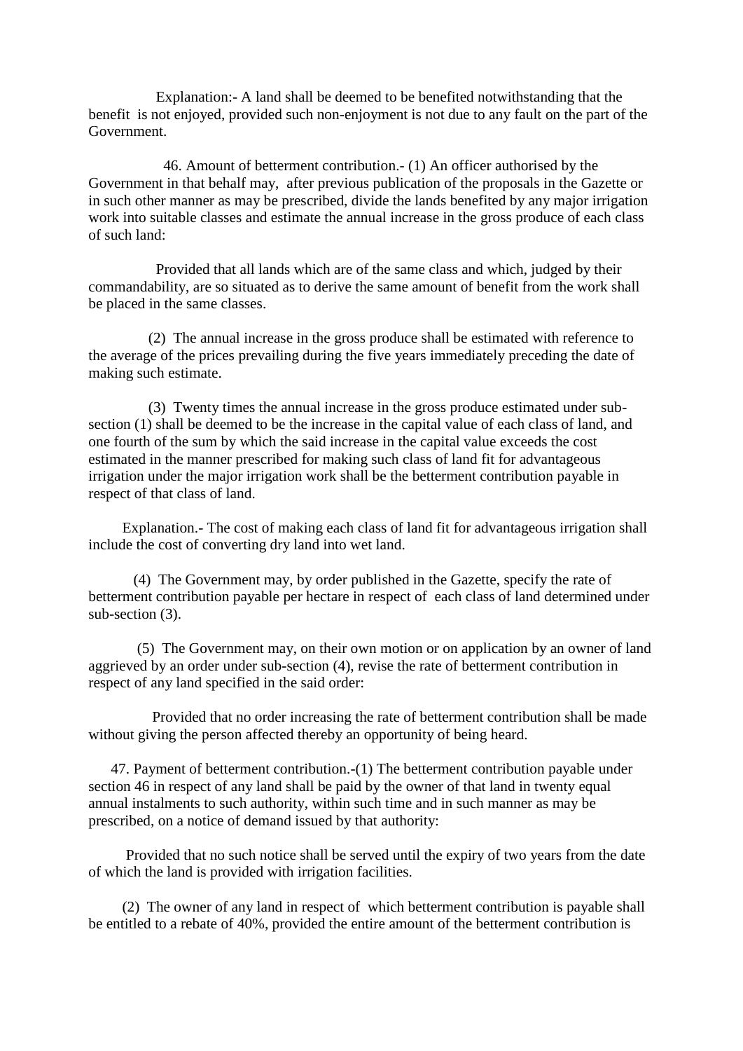Explanation:- A land shall be deemed to be benefited notwithstanding that the benefit is not enjoyed, provided such non-enjoyment is not due to any fault on the part of the Government.

46. Amount of betterment contribution.- (1) An officer authorised by the Government in that behalf may, after previous publication of the proposals in the Gazette or in such other manner as may be prescribed, divide the lands benefited by any major irrigation work into suitable classes and estimate the annual increase in the gross produce of each class of such land:

Provided that all lands which are of the same class and which, judged by their commandability, are so situated as to derive the same amount of benefit from the work shall be placed in the same classes.

(2) The annual increase in the gross produce shall be estimated with reference to the average of the prices prevailing during the five years immediately preceding the date of making such estimate.

(3) Twenty times the annual increase in the gross produce estimated under sub-section (1) shall be deemed to be the increase in the capital value of each class of land, and one fourth of the sum by which the said increase in the capital value exceeds the cost estimated in the manner prescribed for making such class of land fit for advantageous irrigation under the major irrigation work shall be the betterment contribution payable in respect of that class of land.

Explanation.- The cost of making each class of land fit for advantageous irrigation shall include the cost of converting dry land into wet land.

(4) The Government may, by order published in the Gazette, specify the rate of betterment contribution payable per hectare in respect of each class of land determined under sub-section (3).

(5) The Government may, on their own motion or on application by an owner of land aggrieved by an order under sub-section (4), revise the rate of betterment contribution in respect of any land specified in the said order:

Provided that no order increasing the rate of betterment contribution shall be made without giving the person affected thereby an opportunity of being heard.

47. Payment of betterment contribution.-(1) The betterment contribution payable under section 46 in respect of any land shall be paid by the owner of that land in twenty equal annual instalments to such authority, within such time and in such manner as may be prescribed, on a notice of demand issued by that authority:

Provided that no such notice shall be served until the expiry of two years from the date of which the land is provided with irrigation facilities.

(2) The owner of any land in respect of which betterment contribution is payable shall be entitled to a rebate of 40%, provided the entire amount of the betterment contribution is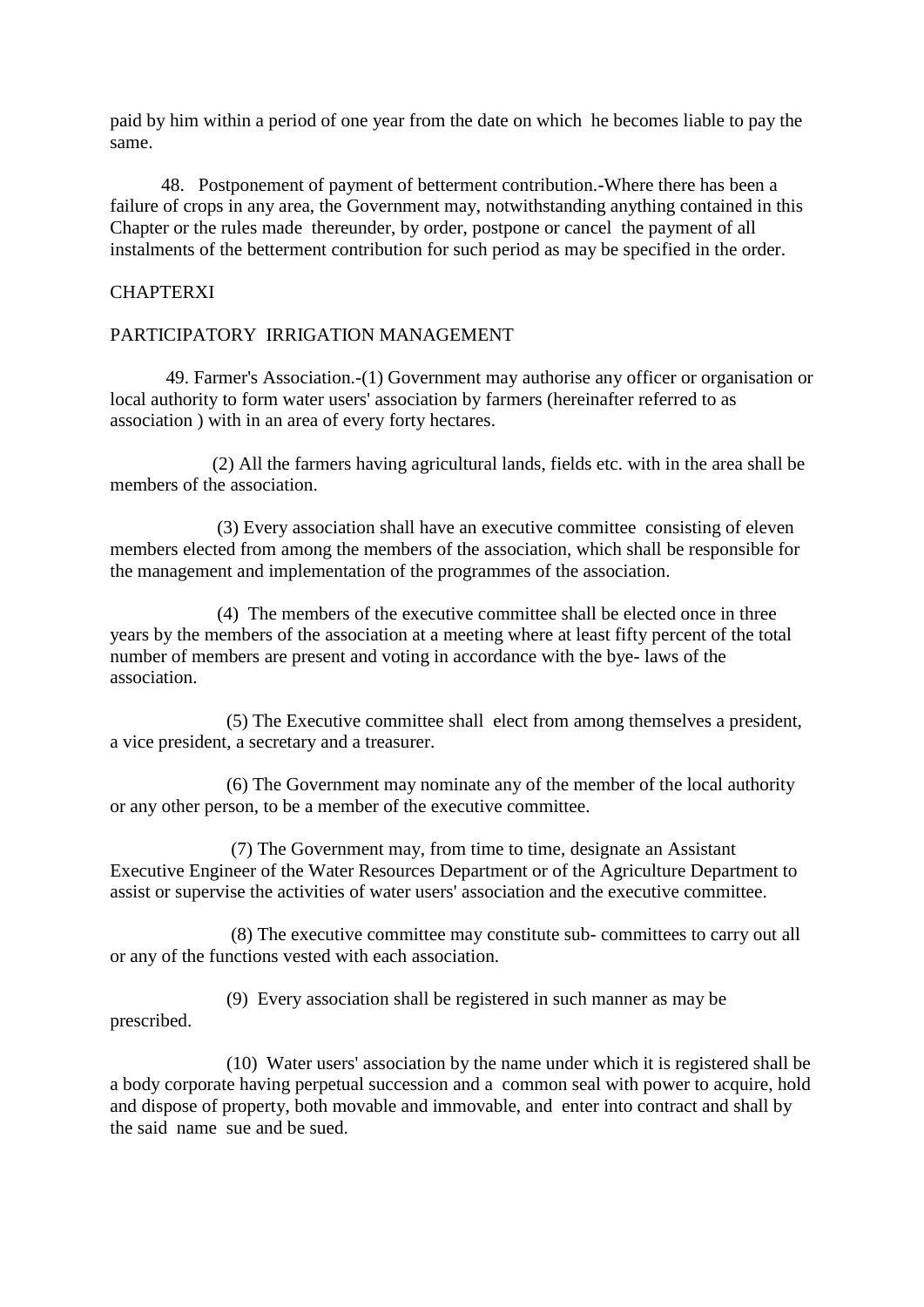paid by him within a period of one year from the date on which he becomes liable to pay the same.

48. Postponement of payment of betterment contribution.-Where there has been a failure of crops in any area, the Government may, notwithstanding anything contained in this Chapter or the rules made thereunder, by order, postpone or cancel the payment of all instalments of the betterment contribution for such period as may be specified in the order.

## CHAPTERXI

## PARTICIPATORY IRRIGATION MANAGEMENT

49. Farmer's Association.-(1) Government may authorise any officer or organisation or local authority to form water users' association by farmers (hereinafter referred to as association ) with in an area of every forty hectares.

(2) All the farmers having agricultural lands, fields etc. with in the area shall be members of the association.

(3) Every association shall have an executive committee consisting of eleven members elected from among the members of the association, which shall be responsible for the management and implementation of the programmes of the association.

(4) The members of the executive committee shall be elected once in three years by the members of the association at a meeting where at least fifty percent of the total number of members are present and voting in accordance with the bye- laws of the association.

(5) The Executive committee shall elect from among themselves a president, a vice president, a secretary and a treasurer.

(6) The Government may nominate any of the member of the local authority or any other person, to be a member of the executive committee.

(7) The Government may, from time to time, designate an Assistant Executive Engineer of the Water Resources Department or of the Agriculture Department to assist or supervise the activities of water users' association and the executive committee.

(8) The executive committee may constitute sub- committees to carry out all or any of the functions vested with each association.

(9) Every association shall be registered in such manner as may be prescribed.

(10) Water users' association by the name under which it is registered shall be a body corporate having perpetual succession and a common seal with power to acquire, hold and dispose of property, both movable and immovable, and enter into contract and shall by the said name sue and be sued.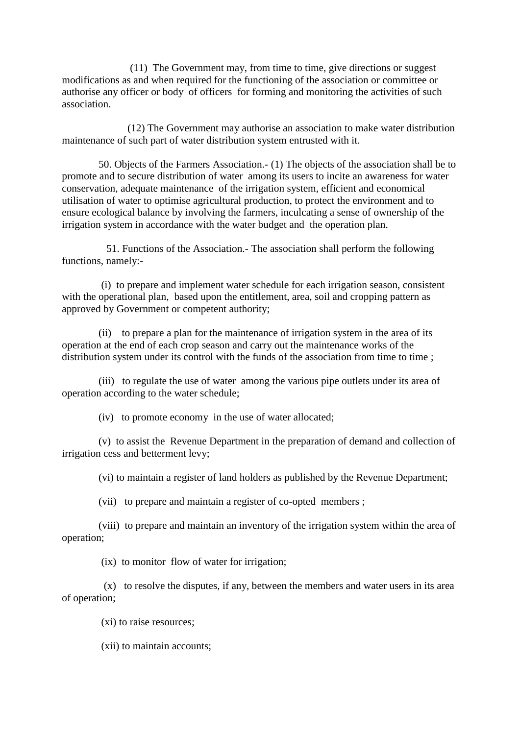(11) The Government may, from time to time, give directions or suggest modifications as and when required for the functioning of the association or committee or authorise any officer or body of officers for forming and monitoring the activities of such association.

(12) The Government may authorise an association to make water distribution maintenance of such part of water distribution system entrusted with it.

50. Objects of the Farmers Association.- (1) The objects of the association shall be to promote and to secure distribution of water among its users to incite an awareness for water conservation, adequate maintenance of the irrigation system, efficient and economical utilisation of water to optimise agricultural production, to protect the environment and to ensure ecological balance by involving the farmers, inculcating a sense of ownership of the irrigation system in accordance with the water budget and the operation plan.

51. Functions of the Association.- The association shall perform the following functions, namely:-

(i) to prepare and implement water schedule for each irrigation season, consistent with the operational plan, based upon the entitlement, area, soil and cropping pattern as approved by Government or competent authority;

(ii) to prepare a plan for the maintenance of irrigation system in the area of its operation at the end of each crop season and carry out the maintenance works of the distribution system under its control with the funds of the association from time to time ;

(iii) to regulate the use of water among the various pipe outlets under its area of operation according to the water schedule;

(iv) to promote economy in the use of water allocated;

(v) to assist the Revenue Department in the preparation of demand and collection of irrigation cess and betterment levy;

(vi) to maintain a register of land holders as published by the Revenue Department;

(vii) to prepare and maintain a register of co-opted members ;

(viii) to prepare and maintain an inventory of the irrigation system within the area of operation;

(ix) to monitor flow of water for irrigation;

(x) to resolve the disputes, if any, between the members and water users in its area of operation;

(xi) to raise resources;

(xii) to maintain accounts;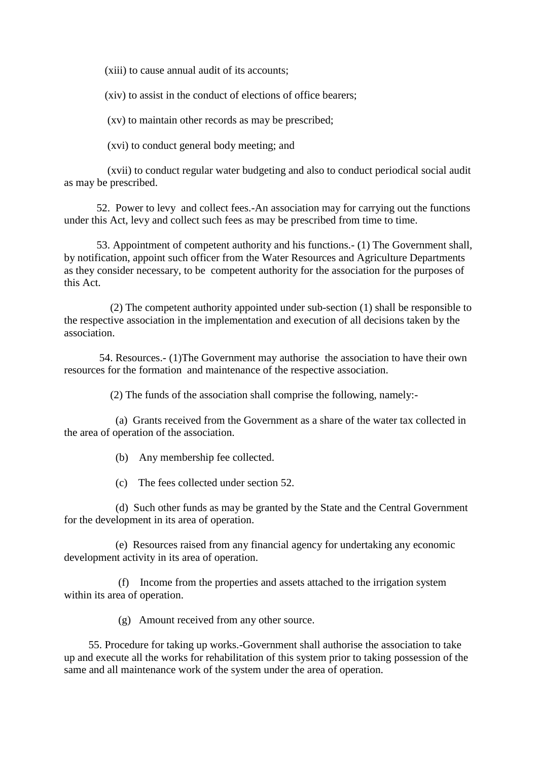(xiii) to cause annual audit of its accounts;

(xiv) to assist in the conduct of elections of office bearers;

(xv) to maintain other records as may be prescribed;

(xvi) to conduct general body meeting; and

(xvii) to conduct regular water budgeting and also to conduct periodical social audit as may be prescribed.

52. Power to levy and collect fees.-An association may for carrying out the functions under this Act, levy and collect such fees as may be prescribed from time to time.

53. Appointment of competent authority and his functions.- (1) The Government shall, by notification, appoint such officer from the Water Resources and Agriculture Departments as they consider necessary, to be competent authority for the association for the purposes of this Act.

(2) The competent authority appointed under sub-section (1) shall be responsible to the respective association in the implementation and execution of all decisions taken by the association.

54. Resources.- (1)The Government may authorise the association to have their own resources for the formation and maintenance of the respective association.

(2) The funds of the association shall comprise the following, namely:-

(a) Grants received from the Government as a share of the water tax collected in the area of operation of the association.

(b) Any membership fee collected.

(c) The fees collected under section 52.

(d) Such other funds as may be granted by the State and the Central Government for the development in its area of operation.

(e) Resources raised from any financial agency for undertaking any economic development activity in its area of operation.

(f) Income from the properties and assets attached to the irrigation system within its area of operation.

(g) Amount received from any other source.

55. Procedure for taking up works.-Government shall authorise the association to take up and execute all the works for rehabilitation of this system prior to taking possession of the same and all maintenance work of the system under the area of operation.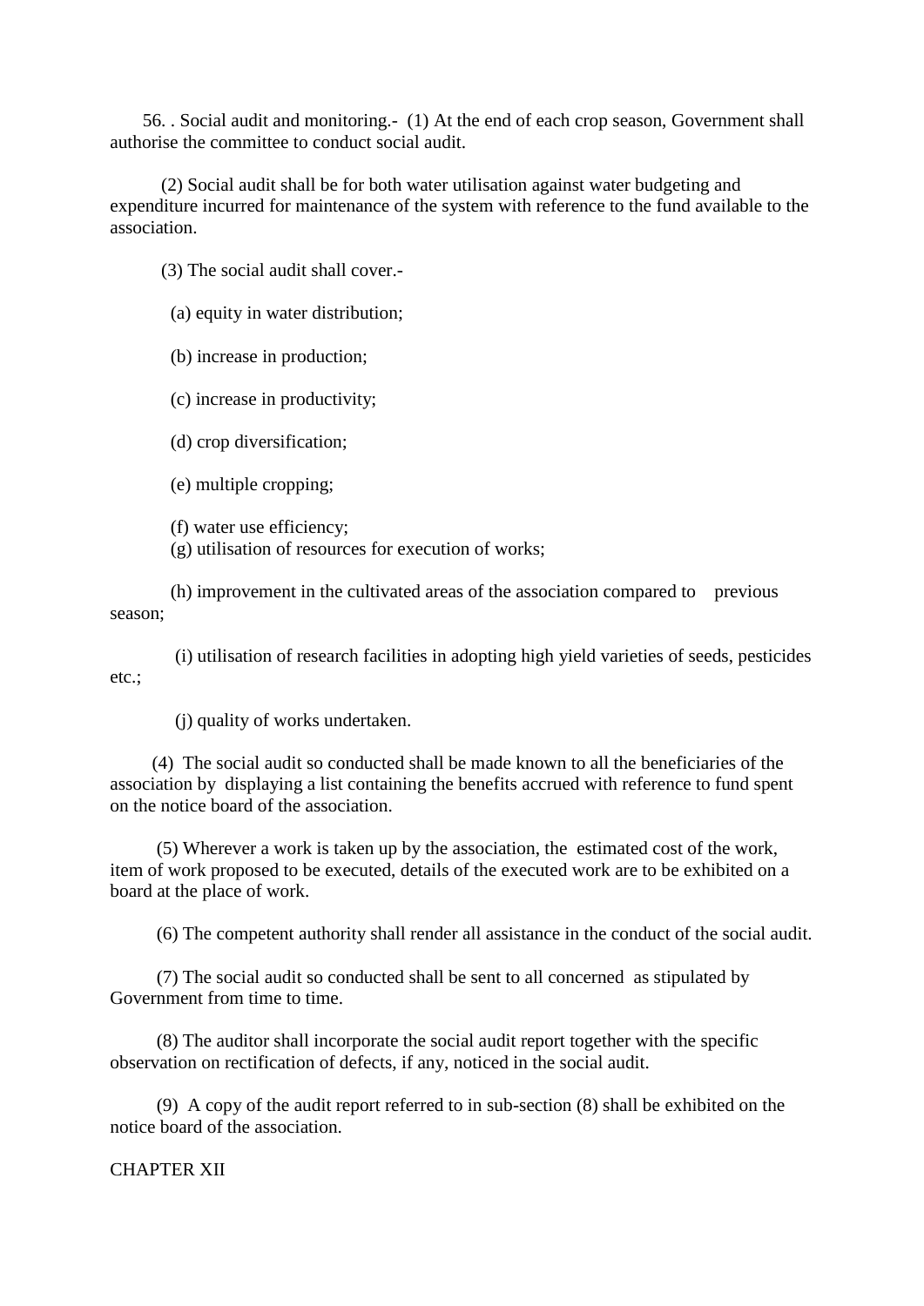56. . Social audit and monitoring.- (1) At the end of each crop season, Government shall authorise the committee to conduct social audit.

(2) Social audit shall be for both water utilisation against water budgeting and expenditure incurred for maintenance of the system with reference to the fund available to the association.

(3) The social audit shall cover.-

(a) equity in water distribution;

(b) increase in production;

(c) increase in productivity;

(d) crop diversification;

(e) multiple cropping;

(f) water use efficiency;

(g) utilisation of resources for execution of works;

(h) improvement in the cultivated areas of the association compared to previous season;

(i) utilisation of research facilities in adopting high yield varieties of seeds, pesticides etc.;

(j) quality of works undertaken.

(4) The social audit so conducted shall be made known to all the beneficiaries of the association by displaying a list containing the benefits accrued with reference to fund spent on the notice board of the association.

(5) Wherever a work is taken up by the association, the estimated cost of the work, item of work proposed to be executed, details of the executed work are to be exhibited on a board at the place of work.

(6) The competent authority shall render all assistance in the conduct of the social audit.

(7) The social audit so conducted shall be sent to all concerned as stipulated by Government from time to time.

(8) The auditor shall incorporate the social audit report together with the specific observation on rectification of defects, if any, noticed in the social audit.

(9) A copy of the audit report referred to in sub-section (8) shall be exhibited on the notice board of the association.

CHAPTER XII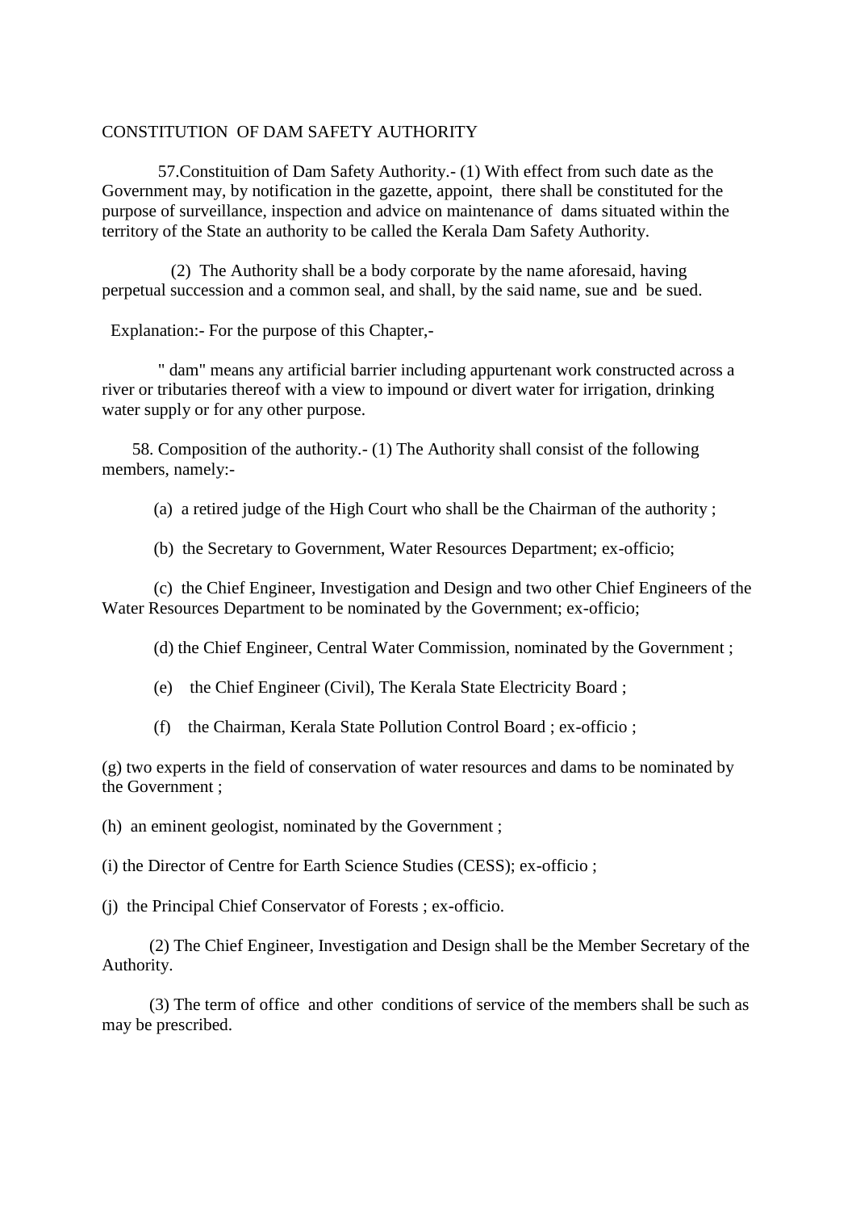CONSTITUTION OF DAM SAFETY AUTHORITY

57.Constituition of Dam Safety Authority.- (1) With effect from such date as the Government may, by notification in the gazette, appoint, there shall be constituted for the purpose of surveillance, inspection and advice on maintenance of dams situated within the territory of the State an authority to be called the Kerala Dam Safety Authority.

(2) The Authority shall be a body corporate by the name aforesaid, having perpetual succession and a common seal, and shall, by the said name, sue and be sued.

Explanation:- For the purpose of this Chapter,-

" dam" means any artificial barrier including appurtenant work constructed across a river or tributaries thereof with a view to impound or divert water for irrigation, drinking water supply or for any other purpose.

58. Composition of the authority.- (1) The Authority shall consist of the following members, namely:-

(a) a retired judge of the High Court who shall be the Chairman of the authority ;

(b) the Secretary to Government, Water Resources Department; ex-officio;

(c) the Chief Engineer, Investigation and Design and two other Chief Engineers of the Water Resources Department to be nominated by the Government; ex-officio;

(d) the Chief Engineer, Central Water Commission, nominated by the Government ;

(e) the Chief Engineer (Civil), The Kerala State Electricity Board ;

(f) the Chairman, Kerala State Pollution Control Board ; ex-officio ;

(g) two experts in the field of conservation of water resources and dams to be nominated by the Government ;

(h) an eminent geologist, nominated by the Government ;

(i) the Director of Centre for Earth Science Studies (CESS); ex-officio ;

(j) the Principal Chief Conservator of Forests ; ex-officio.

(2) The Chief Engineer, Investigation and Design shall be the Member Secretary of the Authority.

(3) The term of office and other conditions of service of the members shall be such as may be prescribed.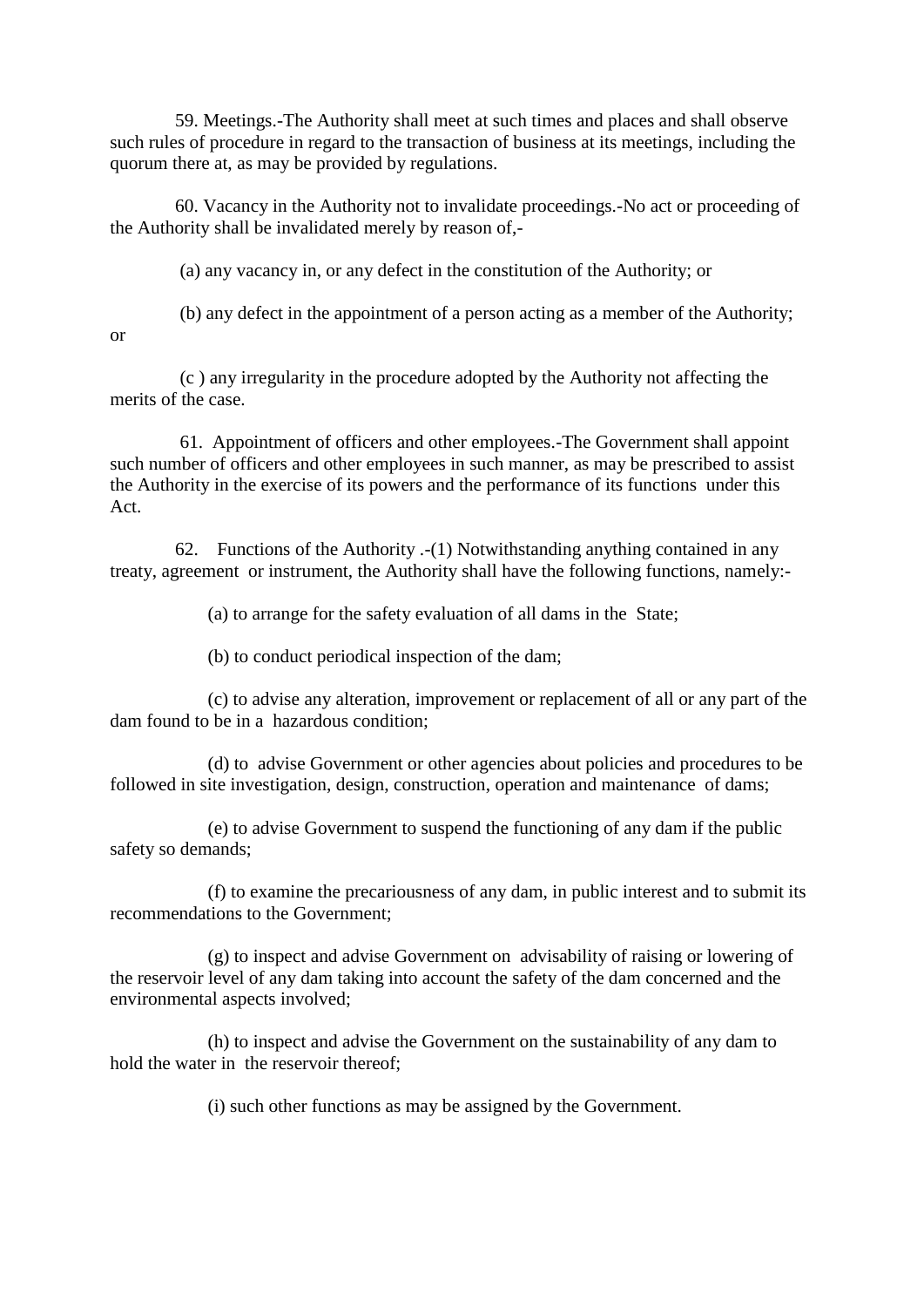59. Meetings.-The Authority shall meet at such times and places and shall observe such rules of procedure in regard to the transaction of business at its meetings, including the quorum there at, as may be provided by regulations.

60. Vacancy in the Authority not to invalidate proceedings.-No act or proceeding of the Authority shall be invalidated merely by reason of,-

(a) any vacancy in, or any defect in the constitution of the Authority; or

(b) any defect in the appointment of a person acting as a member of the Authority; or

(c ) any irregularity in the procedure adopted by the Authority not affecting the merits of the case.

61. Appointment of officers and other employees.-The Government shall appoint such number of officers and other employees in such manner, as may be prescribed to assist the Authority in the exercise of its powers and the performance of its functions under this Act.

62. Functions of the Authority .-(1) Notwithstanding anything contained in any treaty, agreement or instrument, the Authority shall have the following functions, namely:-

(a) to arrange for the safety evaluation of all dams in the State;

(b) to conduct periodical inspection of the dam;

(c) to advise any alteration, improvement or replacement of all or any part of the dam found to be in a hazardous condition;

(d) to advise Government or other agencies about policies and procedures to be followed in site investigation, design, construction, operation and maintenance of dams;

(e) to advise Government to suspend the functioning of any dam if the public safety so demands;

(f) to examine the precariousness of any dam, in public interest and to submit its recommendations to the Government;

(g) to inspect and advise Government on advisability of raising or lowering of the reservoir level of any dam taking into account the safety of the dam concerned and the environmental aspects involved;

(h) to inspect and advise the Government on the sustainability of any dam to hold the water in the reservoir thereof;

(i) such other functions as may be assigned by the Government.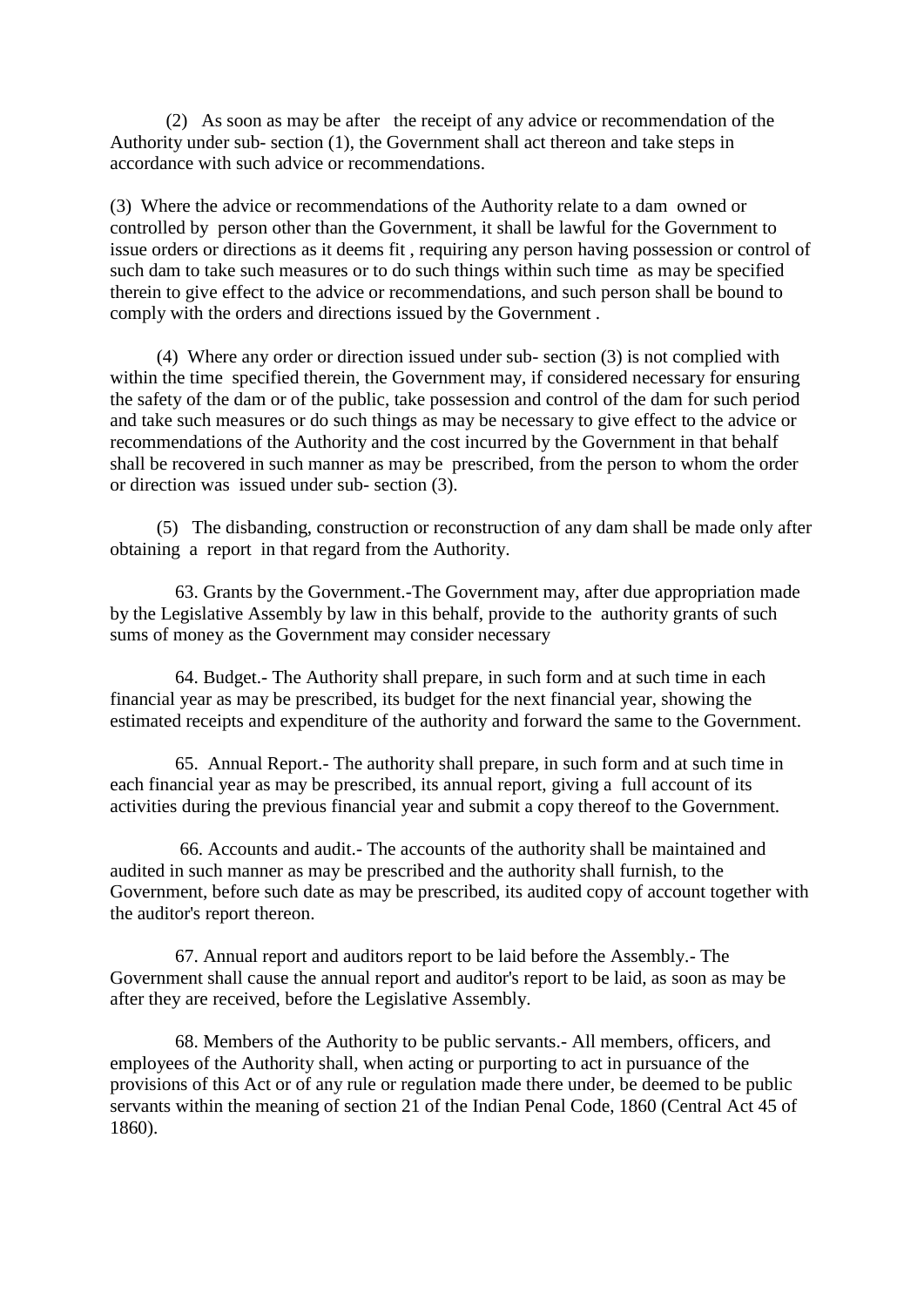(2) As soon as may be after the receipt of any advice or recommendation of the Authority under sub- section (1), the Government shall act thereon and take steps in accordance with such advice or recommendations.

(3) Where the advice or recommendations of the Authority relate to a dam owned or controlled by person other than the Government, it shall be lawful for the Government to issue orders or directions as it deems fit , requiring any person having possession or control of such dam to take such measures or to do such things within such time as may be specified therein to give effect to the advice or recommendations, and such person shall be bound to comply with the orders and directions issued by the Government .

(4) Where any order or direction issued under sub- section (3) is not complied with within the time specified therein, the Government may, if considered necessary for ensuring the safety of the dam or of the public, take possession and control of the dam for such period and take such measures or do such things as may be necessary to give effect to the advice or recommendations of the Authority and the cost incurred by the Government in that behalf shall be recovered in such manner as may be prescribed, from the person to whom the order or direction was issued under sub- section (3).

(5) The disbanding, construction or reconstruction of any dam shall be made only after obtaining a report in that regard from the Authority.

63. Grants by the Government.-The Government may, after due appropriation made by the Legislative Assembly by law in this behalf, provide to the authority grants of such sums of money as the Government may consider necessary

64. Budget.- The Authority shall prepare, in such form and at such time in each financial year as may be prescribed, its budget for the next financial year, showing the estimated receipts and expenditure of the authority and forward the same to the Government.

65. Annual Report.- The authority shall prepare, in such form and at such time in each financial year as may be prescribed, its annual report, giving a full account of its activities during the previous financial year and submit a copy thereof to the Government.

66. Accounts and audit.- The accounts of the authority shall be maintained and audited in such manner as may be prescribed and the authority shall furnish, to the Government, before such date as may be prescribed, its audited copy of account together with the auditor's report thereon.

67. Annual report and auditors report to be laid before the Assembly.- The Government shall cause the annual report and auditor's report to be laid, as soon as may be after they are received, before the Legislative Assembly.

68. Members of the Authority to be public servants.- All members, officers, and employees of the Authority shall, when acting or purporting to act in pursuance of the provisions of this Act or of any rule or regulation made there under, be deemed to be public servants within the meaning of section 21 of the Indian Penal Code, 1860 (Central Act 45 of 1860).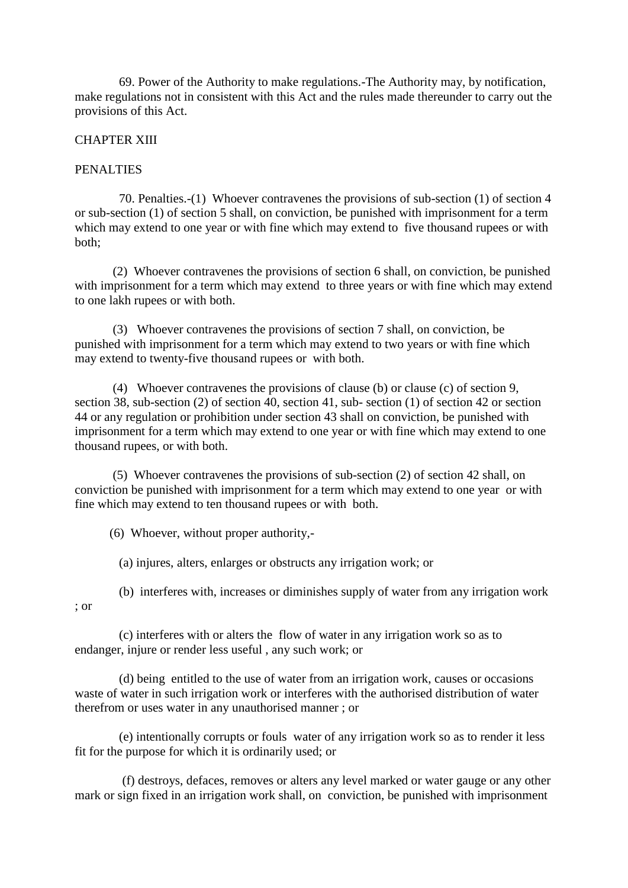69. Power of the Authority to make regulations.-The Authority may, by notification, make regulations not in consistent with this Act and the rules made thereunder to carry out the provisions of this Act.

## CHAPTER XIII

## PENALTIES

70. Penalties.-(1) Whoever contravenes the provisions of sub-section (1) of section 4 or sub-section (1) of section 5 shall, on conviction, be punished with imprisonment for a term which may extend to one year or with fine which may extend to five thousand rupees or with both;

(2) Whoever contravenes the provisions of section 6 shall, on conviction, be punished with imprisonment for a term which may extend to three years or with fine which may extend to one lakh rupees or with both.

(3) Whoever contravenes the provisions of section 7 shall, on conviction, be punished with imprisonment for a term which may extend to two years or with fine which may extend to twenty-five thousand rupees or with both.

(4) Whoever contravenes the provisions of clause (b) or clause (c) of section 9, section 38, sub-section (2) of section 40, section 41, sub- section (1) of section 42 or section 44 or any regulation or prohibition under section 43 shall on conviction, be punished with imprisonment for a term which may extend to one year or with fine which may extend to one thousand rupees, or with both.

(5) Whoever contravenes the provisions of sub-section (2) of section 42 shall, on conviction be punished with imprisonment for a term which may extend to one year or with fine which may extend to ten thousand rupees or with both.

(6) Whoever, without proper authority,-

(a) injures, alters, enlarges or obstructs any irrigation work; or

(b) interferes with, increases or diminishes supply of water from any irrigation work ; or

(c) interferes with or alters the flow of water in any irrigation work so as to endanger, injure or render less useful , any such work; or

(d) being entitled to the use of water from an irrigation work, causes or occasions waste of water in such irrigation work or interferes with the authorised distribution of water therefrom or uses water in any unauthorised manner ; or

(e) intentionally corrupts or fouls water of any irrigation work so as to render it less fit for the purpose for which it is ordinarily used; or

(f) destroys, defaces, removes or alters any level marked or water gauge or any other mark or sign fixed in an irrigation work shall, on conviction, be punished with imprisonment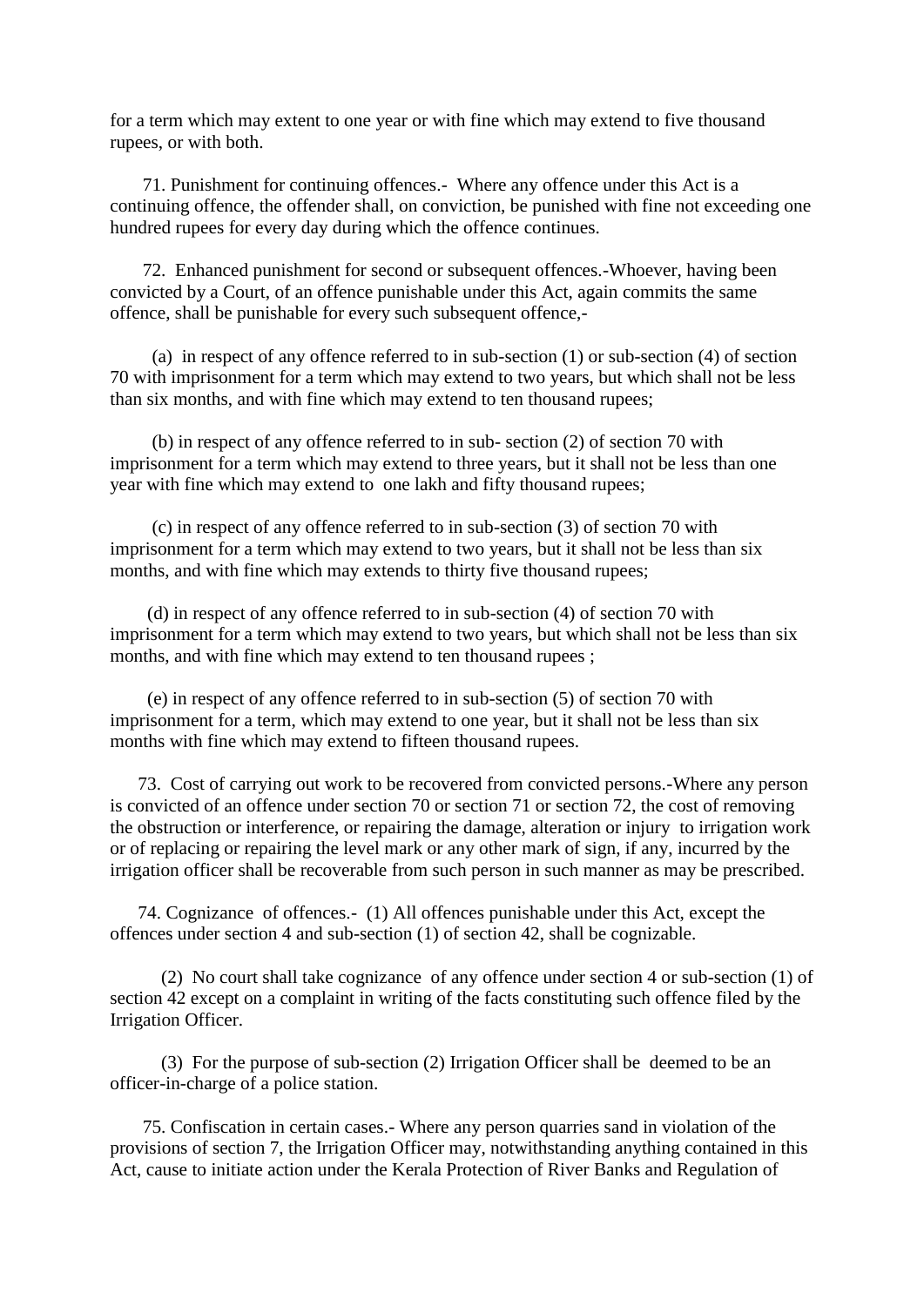for a term which may extent to one year or with fine which may extend to five thousand rupees, or with both.

71. Punishment for continuing offences.- Where any offence under this Act is a continuing offence, the offender shall, on conviction, be punished with fine not exceeding one hundred rupees for every day during which the offence continues.

72. Enhanced punishment for second or subsequent offences.-Whoever, having been convicted by a Court, of an offence punishable under this Act, again commits the same offence, shall be punishable for every such subsequent offence,-

(a) in respect of any offence referred to in sub-section (1) or sub-section (4) of section 70 with imprisonment for a term which may extend to two years, but which shall not be less than six months, and with fine which may extend to ten thousand rupees;

(b) in respect of any offence referred to in sub- section (2) of section 70 with imprisonment for a term which may extend to three years, but it shall not be less than one year with fine which may extend to one lakh and fifty thousand rupees;

(c) in respect of any offence referred to in sub-section (3) of section 70 with imprisonment for a term which may extend to two years, but it shall not be less than six months, and with fine which may extends to thirty five thousand rupees;

(d) in respect of any offence referred to in sub-section (4) of section 70 with imprisonment for a term which may extend to two years, but which shall not be less than six months, and with fine which may extend to ten thousand rupees ;

(e) in respect of any offence referred to in sub-section (5) of section 70 with imprisonment for a term, which may extend to one year, but it shall not be less than six months with fine which may extend to fifteen thousand rupees.

73. Cost of carrying out work to be recovered from convicted persons.-Where any person is convicted of an offence under section 70 or section 71 or section 72, the cost of removing the obstruction or interference, or repairing the damage, alteration or injury to irrigation work or of replacing or repairing the level mark or any other mark of sign, if any, incurred by the irrigation officer shall be recoverable from such person in such manner as may be prescribed.

74. Cognizance of offences.- (1) All offences punishable under this Act, except the offences under section 4 and sub-section (1) of section 42, shall be cognizable.

(2) No court shall take cognizance of any offence under section 4 or sub-section (1) of section 42 except on a complaint in writing of the facts constituting such offence filed by the Irrigation Officer.

(3) For the purpose of sub-section (2) Irrigation Officer shall be deemed to be an officer-in-charge of a police station.

75. Confiscation in certain cases.- Where any person quarries sand in violation of the provisions of section 7, the Irrigation Officer may, notwithstanding anything contained in this Act, cause to initiate action under the Kerala Protection of River Banks and Regulation of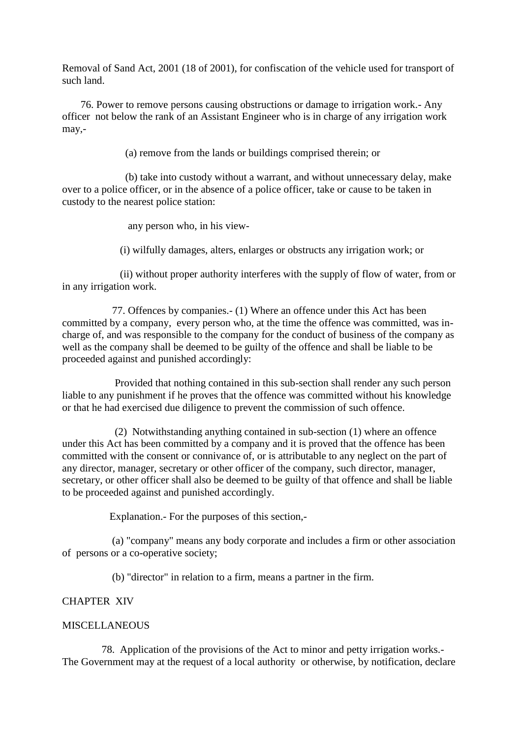Removal of Sand Act, 2001 (18 of 2001), for confiscation of the vehicle used for transport of such land.

76. Power to remove persons causing obstructions or damage to irrigation work.- Any officer not below the rank of an Assistant Engineer who is in charge of any irrigation work may,-

(a) remove from the lands or buildings comprised therein; or

(b) take into custody without a warrant, and without unnecessary delay, make over to a police officer, or in the absence of a police officer, take or cause to be taken in custody to the nearest police station:

any person who, in his view-

(i) wilfully damages, alters, enlarges or obstructs any irrigation work; or

(ii) without proper authority interferes with the supply of flow of water, from or in any irrigation work.

77. Offences by companies.- (1) Where an offence under this Act has been committed by a company, every person who, at the time the offence was committed, was in-charge of, and was responsible to the company for the conduct of business of the company as well as the company shall be deemed to be guilty of the offence and shall be liable to be proceeded against and punished accordingly:

Provided that nothing contained in this sub-section shall render any such person liable to any punishment if he proves that the offence was committed without his knowledge or that he had exercised due diligence to prevent the commission of such offence.

(2) Notwithstanding anything contained in sub-section (1) where an offence under this Act has been committed by a company and it is proved that the offence has been committed with the consent or connivance of, or is attributable to any neglect on the part of any director, manager, secretary or other officer of the company, such director, manager, secretary, or other officer shall also be deemed to be guilty of that offence and shall be liable to be proceeded against and punished accordingly.

Explanation.- For the purposes of this section,-

(a) "company" means any body corporate and includes a firm or other association of persons or a co-operative society;

(b) "director" in relation to a firm, means a partner in the firm.

## CHAPTER XIV

## MISCELLANEOUS

78. Application of the provisions of the Act to minor and petty irrigation works.- The Government may at the request of a local authority or otherwise, by notification, declare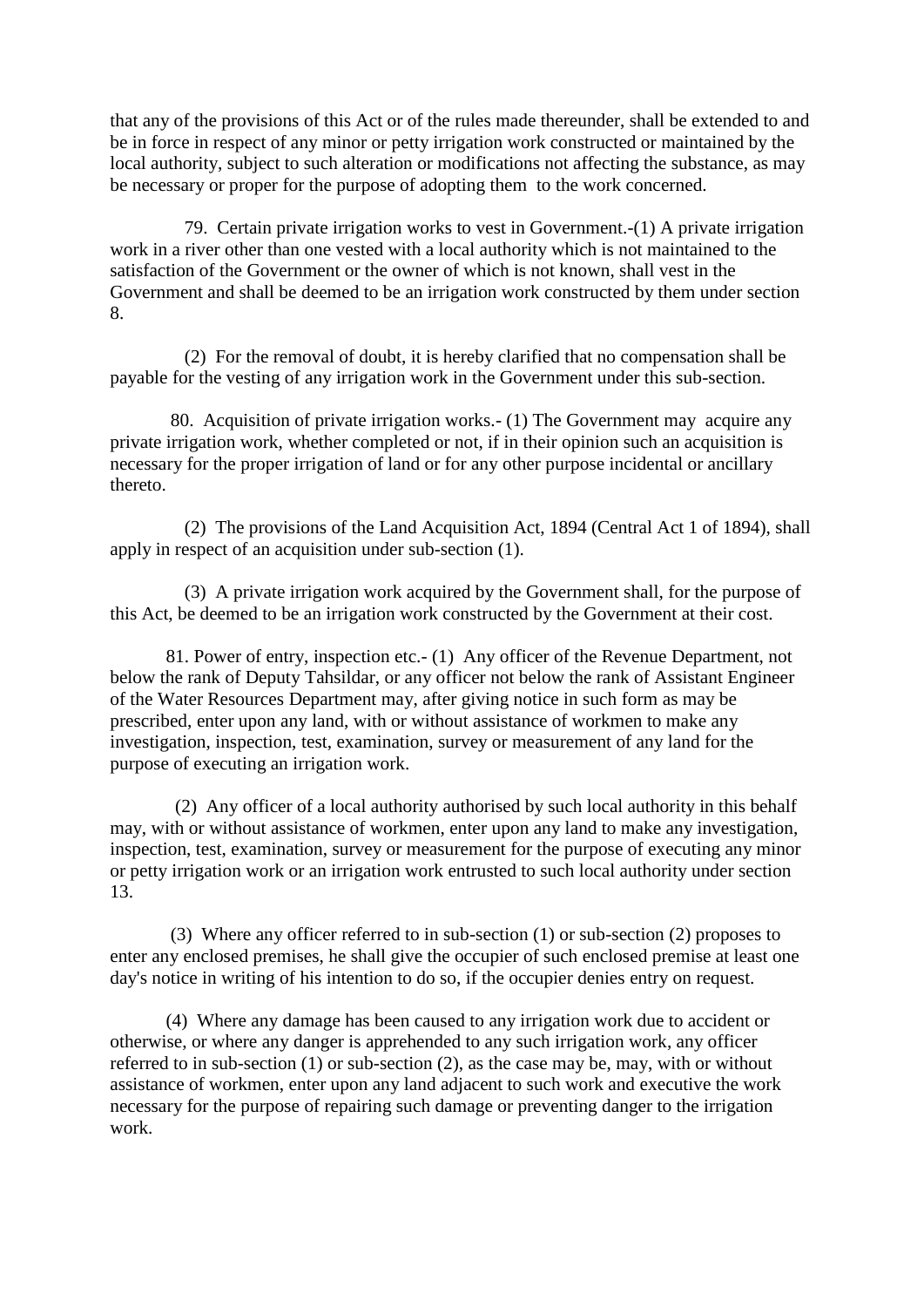that any of the provisions of this Act or of the rules made thereunder, shall be extended to and be in force in respect of any minor or petty irrigation work constructed or maintained by the local authority, subject to such alteration or modifications not affecting the substance, as may be necessary or proper for the purpose of adopting them to the work concerned.

79. Certain private irrigation works to vest in Government.-(1) A private irrigation work in a river other than one vested with a local authority which is not maintained to the satisfaction of the Government or the owner of which is not known, shall vest in the Government and shall be deemed to be an irrigation work constructed by them under section 8.

(2) For the removal of doubt, it is hereby clarified that no compensation shall be payable for the vesting of any irrigation work in the Government under this sub-section.

80. Acquisition of private irrigation works.- (1) The Government may acquire any private irrigation work, whether completed or not, if in their opinion such an acquisition is necessary for the proper irrigation of land or for any other purpose incidental or ancillary thereto.

(2) The provisions of the Land Acquisition Act, 1894 (Central Act 1 of 1894), shall apply in respect of an acquisition under sub-section (1).

(3) A private irrigation work acquired by the Government shall, for the purpose of this Act, be deemed to be an irrigation work constructed by the Government at their cost.

81. Power of entry, inspection etc.- (1) Any officer of the Revenue Department, not below the rank of Deputy Tahsildar, or any officer not below the rank of Assistant Engineer of the Water Resources Department may, after giving notice in such form as may be prescribed, enter upon any land, with or without assistance of workmen to make any investigation, inspection, test, examination, survey or measurement of any land for the purpose of executing an irrigation work.

(2) Any officer of a local authority authorised by such local authority in this behalf may, with or without assistance of workmen, enter upon any land to make any investigation, inspection, test, examination, survey or measurement for the purpose of executing any minor or petty irrigation work or an irrigation work entrusted to such local authority under section 13.

(3) Where any officer referred to in sub-section (1) or sub-section (2) proposes to enter any enclosed premises, he shall give the occupier of such enclosed premise at least one day's notice in writing of his intention to do so, if the occupier denies entry on request.

(4) Where any damage has been caused to any irrigation work due to accident or otherwise, or where any danger is apprehended to any such irrigation work, any officer referred to in sub-section (1) or sub-section (2), as the case may be, may, with or without assistance of workmen, enter upon any land adjacent to such work and executive the work necessary for the purpose of repairing such damage or preventing danger to the irrigation work.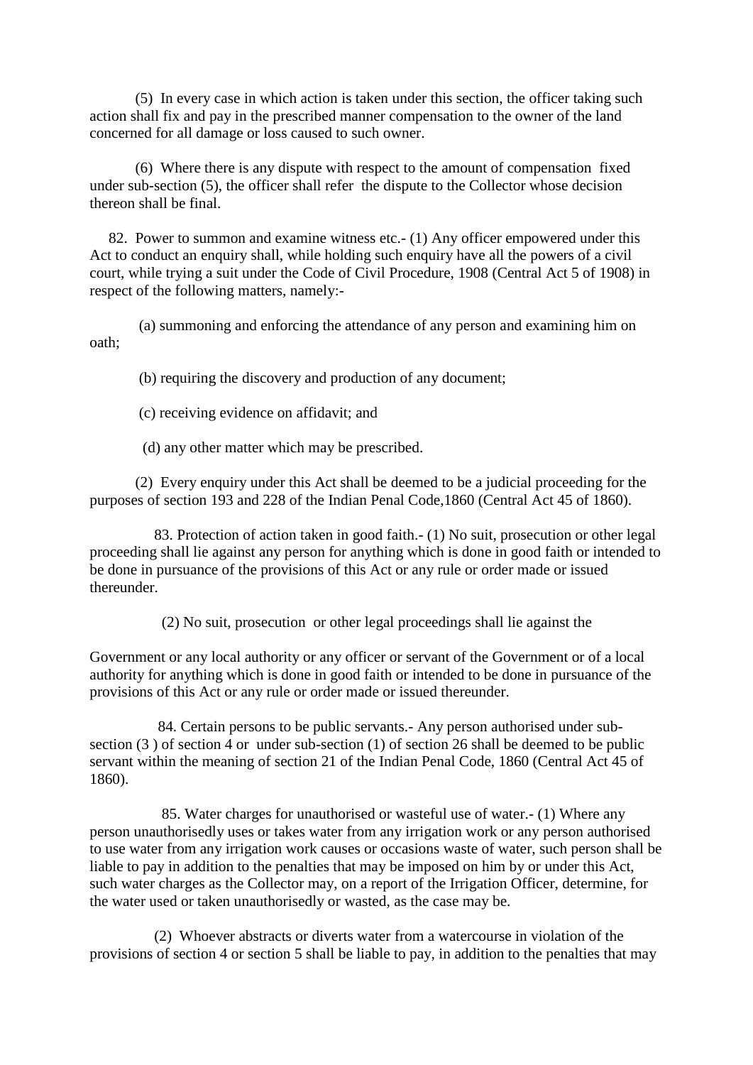(5) In every case in which action is taken under this section, the officer taking such action shall fix and pay in the prescribed manner compensation to the owner of the land concerned for all damage or loss caused to such owner.

(6) Where there is any dispute with respect to the amount of compensation fixed under sub-section (5), the officer shall refer the dispute to the Collector whose decision thereon shall be final.

82. Power to summon and examine witness etc.- (1) Any officer empowered under this Act to conduct an enquiry shall, while holding such enquiry have all the powers of a civil court, while trying a suit under the Code of Civil Procedure, 1908 (Central Act 5 of 1908) in respect of the following matters, namely:-

(a) summoning and enforcing the attendance of any person and examining him on oath;

(b) requiring the discovery and production of any document;

(c) receiving evidence on affidavit; and

(d) any other matter which may be prescribed.

(2) Every enquiry under this Act shall be deemed to be a judicial proceeding for the purposes of section 193 and 228 of the Indian Penal Code,1860 (Central Act 45 of 1860).

83. Protection of action taken in good faith.- (1) No suit, prosecution or other legal proceeding shall lie against any person for anything which is done in good faith or intended to be done in pursuance of the provisions of this Act or any rule or order made or issued thereunder.

(2) No suit, prosecution or other legal proceedings shall lie against the Government or any local authority or any officer or servant of the Government or of a local authority for anything which is done in good faith or intended to be done in pursuance of the provisions of this Act or any rule or order made or issued thereunder.

84. Certain persons to be public servants.- Any person authorised under sub-section (3 ) of section 4 or under sub-section (1) of section 26 shall be deemed to be public servant within the meaning of section 21 of the Indian Penal Code, 1860 (Central Act 45 of 1860).

85. Water charges for unauthorised or wasteful use of water.- (1) Where any person unauthorisedly uses or takes water from any irrigation work or any person authorised to use water from any irrigation work causes or occasions waste of water, such person shall be liable to pay in addition to the penalties that may be imposed on him by or under this Act, such water charges as the Collector may, on a report of the Irrigation Officer, determine, for the water used or taken unauthorisedly or wasted, as the case may be.

(2) Whoever abstracts or diverts water from a watercourse in violation of the provisions of section 4 or section 5 shall be liable to pay, in addition to the penalties that may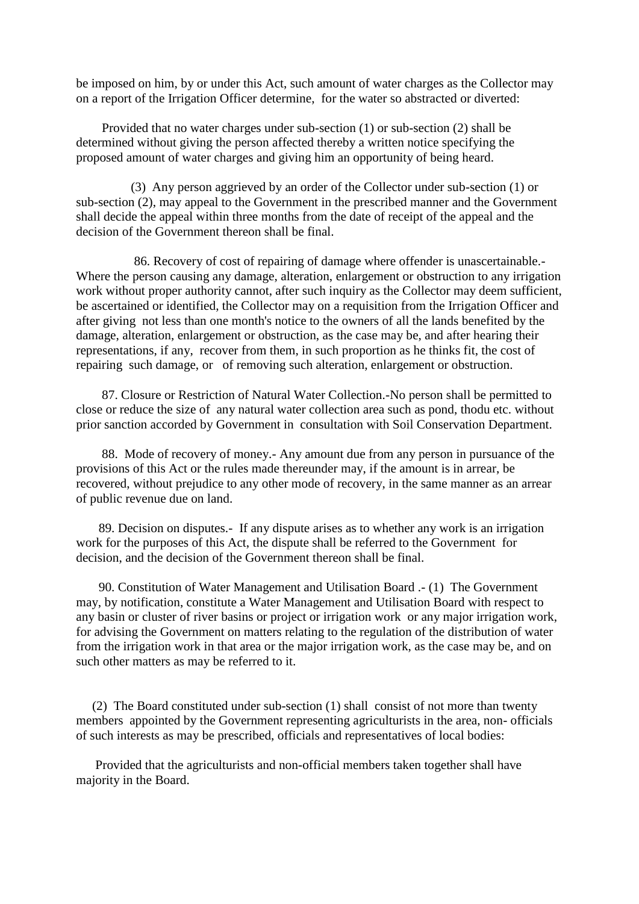be imposed on him, by or under this Act, such amount of water charges as the Collector may on a report of the Irrigation Officer determine, for the water so abstracted or diverted:

Provided that no water charges under sub-section (1) or sub-section (2) shall be determined without giving the person affected thereby a written notice specifying the proposed amount of water charges and giving him an opportunity of being heard.

(3) Any person aggrieved by an order of the Collector under sub-section (1) or sub-section (2), may appeal to the Government in the prescribed manner and the Government shall decide the appeal within three months from the date of receipt of the appeal and the decision of the Government thereon shall be final.

86. Recovery of cost of repairing of damage where offender is unascertainable.- Where the person causing any damage, alteration, enlargement or obstruction to any irrigation work without proper authority cannot, after such inquiry as the Collector may deem sufficient, be ascertained or identified, the Collector may on a requisition from the Irrigation Officer and after giving not less than one month's notice to the owners of all the lands benefited by the damage, alteration, enlargement or obstruction, as the case may be, and after hearing their representations, if any, recover from them, in such proportion as he thinks fit, the cost of repairing such damage, or of removing such alteration, enlargement or obstruction.

87. Closure or Restriction of Natural Water Collection.-No person shall be permitted to close or reduce the size of any natural water collection area such as pond, thodu etc. without prior sanction accorded by Government in consultation with Soil Conservation Department.

88. Mode of recovery of money.- Any amount due from any person in pursuance of the provisions of this Act or the rules made thereunder may, if the amount is in arrear, be recovered, without prejudice to any other mode of recovery, in the same manner as an arrear of public revenue due on land.

89. Decision on disputes.- If any dispute arises as to whether any work is an irrigation work for the purposes of this Act, the dispute shall be referred to the Government for decision, and the decision of the Government thereon shall be final.

90. Constitution of Water Management and Utilisation Board .- (1) The Government may, by notification, constitute a Water Management and Utilisation Board with respect to any basin or cluster of river basins or project or irrigation work or any major irrigation work, for advising the Government on matters relating to the regulation of the distribution of water from the irrigation work in that area or the major irrigation work, as the case may be, and on such other matters as may be referred to it.

(2) The Board constituted under sub-section (1) shall consist of not more than twenty members appointed by the Government representing agriculturists in the area, non- officials of such interests as may be prescribed, officials and representatives of local bodies:

Provided that the agriculturists and non-official members taken together shall have majority in the Board.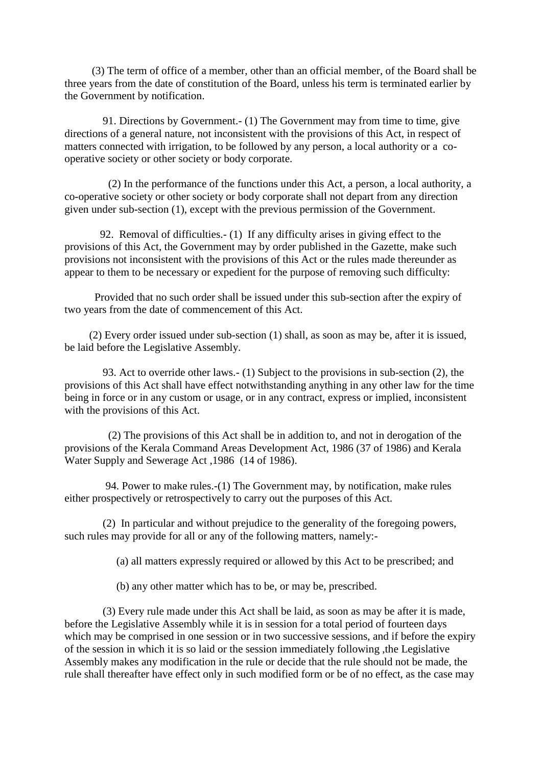(3) The term of office of a member, other than an official member, of the Board shall be three years from the date of constitution of the Board, unless his term is terminated earlier by the Government by notification.

91. Directions by Government.- (1) The Government may from time to time, give directions of a general nature, not inconsistent with the provisions of this Act, in respect of matters connected with irrigation, to be followed by any person, a local authority or a co-operative society or other society or body corporate.

(2) In the performance of the functions under this Act, a person, a local authority, a co-operative society or other society or body corporate shall not depart from any direction given under sub-section (1), except with the previous permission of the Government.

92. Removal of difficulties.- (1) If any difficulty arises in giving effect to the provisions of this Act, the Government may by order published in the Gazette, make such provisions not inconsistent with the provisions of this Act or the rules made thereunder as appear to them to be necessary or expedient for the purpose of removing such difficulty:

Provided that no such order shall be issued under this sub-section after the expiry of two years from the date of commencement of this Act.

(2) Every order issued under sub-section (1) shall, as soon as may be, after it is issued, be laid before the Legislative Assembly.

93. Act to override other laws.- (1) Subject to the provisions in sub-section (2), the provisions of this Act shall have effect notwithstanding anything in any other law for the time being in force or in any custom or usage, or in any contract, express or implied, inconsistent with the provisions of this Act.

(2) The provisions of this Act shall be in addition to, and not in derogation of the provisions of the Kerala Command Areas Development Act, 1986 (37 of 1986) and Kerala Water Supply and Sewerage Act ,1986 (14 of 1986).

94. Power to make rules.-(1) The Government may, by notification, make rules either prospectively or retrospectively to carry out the purposes of this Act.

(2) In particular and without prejudice to the generality of the foregoing powers, such rules may provide for all or any of the following matters, namely:-

(a) all matters expressly required or allowed by this Act to be prescribed; and

(b) any other matter which has to be, or may be, prescribed.

(3) Every rule made under this Act shall be laid, as soon as may be after it is made, before the Legislative Assembly while it is in session for a total period of fourteen days which may be comprised in one session or in two successive sessions, and if before the expiry of the session in which it is so laid or the session immediately following ,the Legislative Assembly makes any modification in the rule or decide that the rule should not be made, the rule shall thereafter have effect only in such modified form or be of no effect, as the case may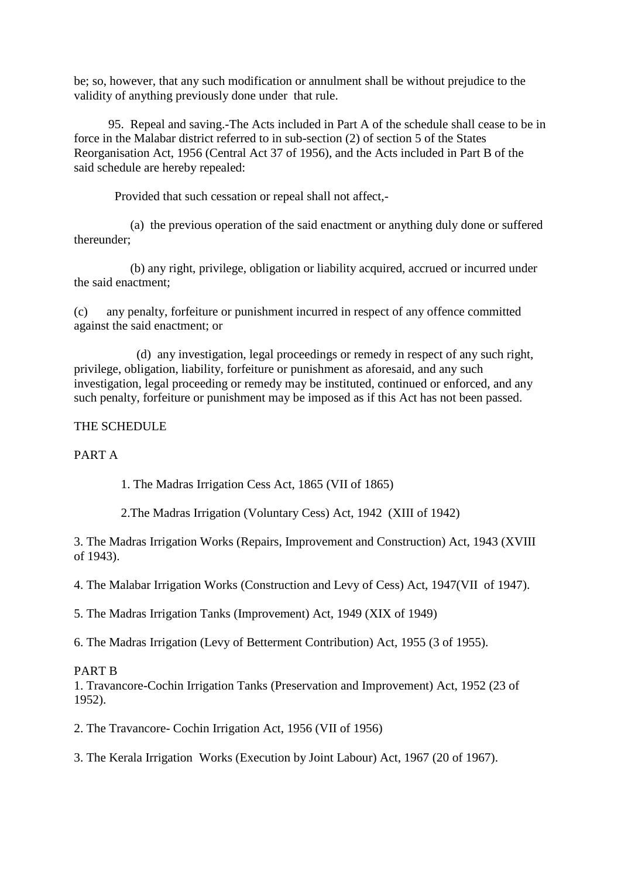be; so, however, that any such modification or annulment shall be without prejudice to the validity of anything previously done under that rule.

95. Repeal and saving.-The Acts included in Part A of the schedule shall cease to be in force in the Malabar district referred to in sub-section (2) of section 5 of the States Reorganisation Act, 1956 (Central Act 37 of 1956), and the Acts included in Part B of the said schedule are hereby repealed:

Provided that such cessation or repeal shall not affect,-

(a) the previous operation of the said enactment or anything duly done or suffered thereunder;

(b) any right, privilege, obligation or liability acquired, accrued or incurred under the said enactment;

(c) any penalty, forfeiture or punishment incurred in respect of any offence committed against the said enactment; or

(d) any investigation, legal proceedings or remedy in respect of any such right, privilege, obligation, liability, forfeiture or punishment as aforesaid, and any such investigation, legal proceeding or remedy may be instituted, continued or enforced, and any such penalty, forfeiture or punishment may be imposed as if this Act has not been passed.

## THE SCHEDULE

### PART A

1. The Madras Irrigation Cess Act, 1865 (VII of 1865)

2. The Madras Irrigation (Voluntary Cess) Act, 1942 (XIII of 1942)

3. The Madras Irrigation Works (Repairs, Improvement and Construction) Act, 1943 (XVIII of 1943).

4. The Malabar Irrigation Works (Construction and Levy of Cess) Act, 1947(VII of 1947).

5. The Madras Irrigation Tanks (Improvement) Act, 1949 (XIX of 1949)

6. The Madras Irrigation (Levy of Betterment Contribution) Act, 1955 (3 of 1955).

### PART B

1. Travancore-Cochin Irrigation Tanks (Preservation and Improvement) Act, 1952 (23 of 1952).

2. The Travancore- Cochin Irrigation Act, 1956 (VII of 1956)

3. The Kerala Irrigation Works (Execution by Joint Labour) Act, 1967 (20 of 1967).